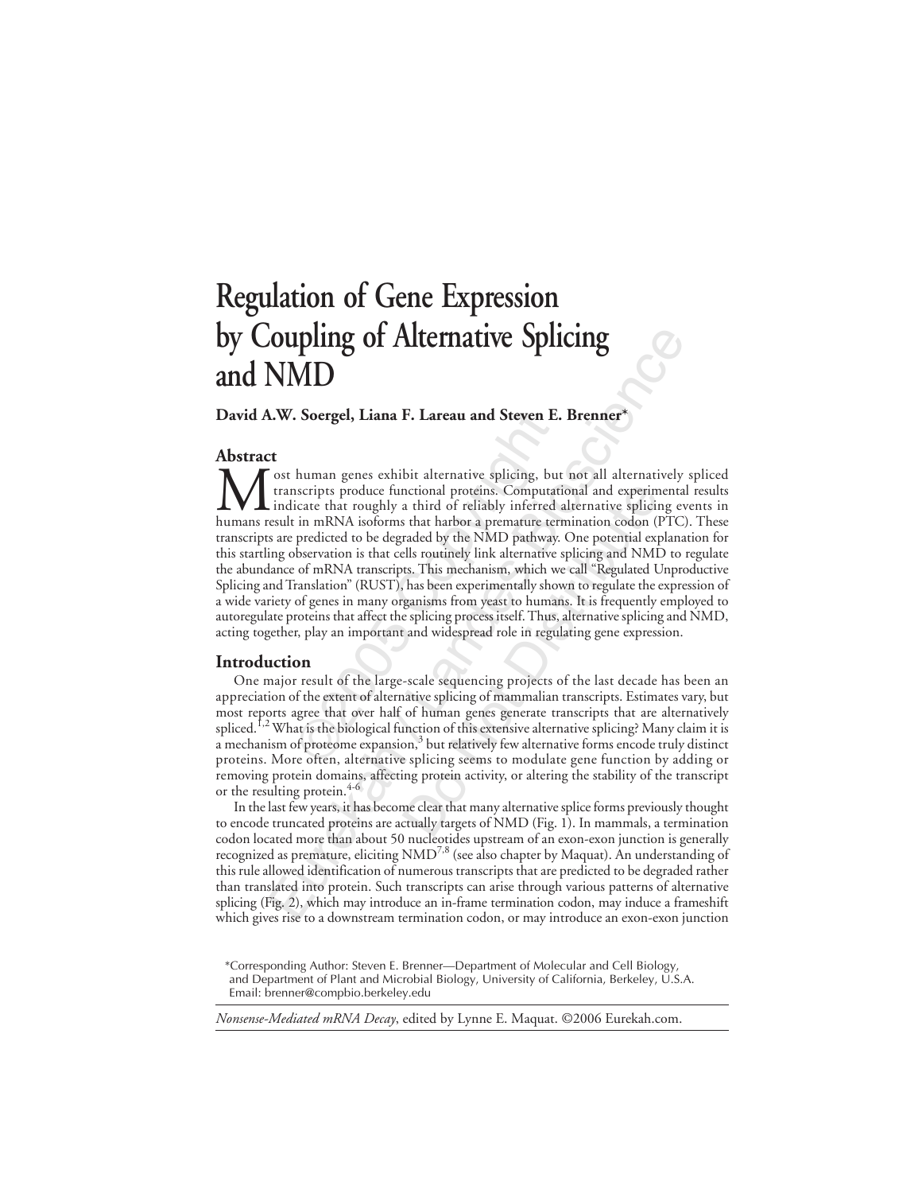# Regulation of Gene Expression by Coupling of Alternative Splicing and NMD

**David A.W. Soergel, Liana F. Lareau and Steven E. Brenner\***

## Abstract

Most human genes exhibit alternative splicing, but not all alternatively spliced transcripts produce functional proteins. Computational and experimental results indicate that roughly a third of reliably inferred alternative splicing events in humans result in mRNA isoforms that harbor a premature termination codon (PTC). These transcripts are predicted to be degraded by the NMD pathway. One potential explanation for this startling observation is that cells routinely link alternative splicing and NMD to regulate the abundance of mRNA transcripts. This mechanism, which we call "Regulated Unproductive Splicing and Translation" (RUST), has been experimentally shown to regulate the expression of a wide variety of genes in many organisms from yeast to humans. It is frequently employed to autoregulate proteins that affect the splicing process itself. Thus, alternative splicing and NMD, acting together, play an important and widespread role in regulating gene expression.

## Introduction

One major result of the large-scale sequencing projects of the last decade has been an appreciation of the extent of alternative splicing of mammalian transcripts. Estimates vary, but most reports agree that over half of human genes generate transcripts that are alternatively spliced.[1,2] What is the biological function of this extensive alternative splicing? Many claim it is a mechanism of proteome expansion,[3] but relatively few alternative forms encode truly distinct proteins. More often, alternative splicing seems to modulate gene function by adding or removing protein domains, affecting protein activity, or altering the stability of the transcript or the resulting protein.[4-6]

In the last few years, it has become clear that many alternative splice forms previously thought to encode truncated proteins are actually targets of NMD (Fig. 1). In mammals, a termination codon located more than about 50 nucleotides upstream of an exon-exon junction is generally recognized as premature, eliciting NMD[7,8] (see also chapter by Maquat). An understanding of this rule allowed identification of numerous transcripts that are predicted to be degraded rather than translated into protein. Such transcripts can arise through various patterns of alternative splicing (Fig. 2), which may introduce an in-frame termination codon, may induce a frameshift which gives rise to a downstream termination codon, or may introduce an exon-exon junction

\*Corresponding Author: Steven E. Brenner—Department of Molecular and Cell Biology, and Department of Plant and Microbial Biology, University of California, Berkeley, U.S.A. Email: brenner@compbio.berkeley.edu

*Nonsense-Mediated mRNA Decay*, edited by Lynne E. Maquat. ©2006 Eurekah.com.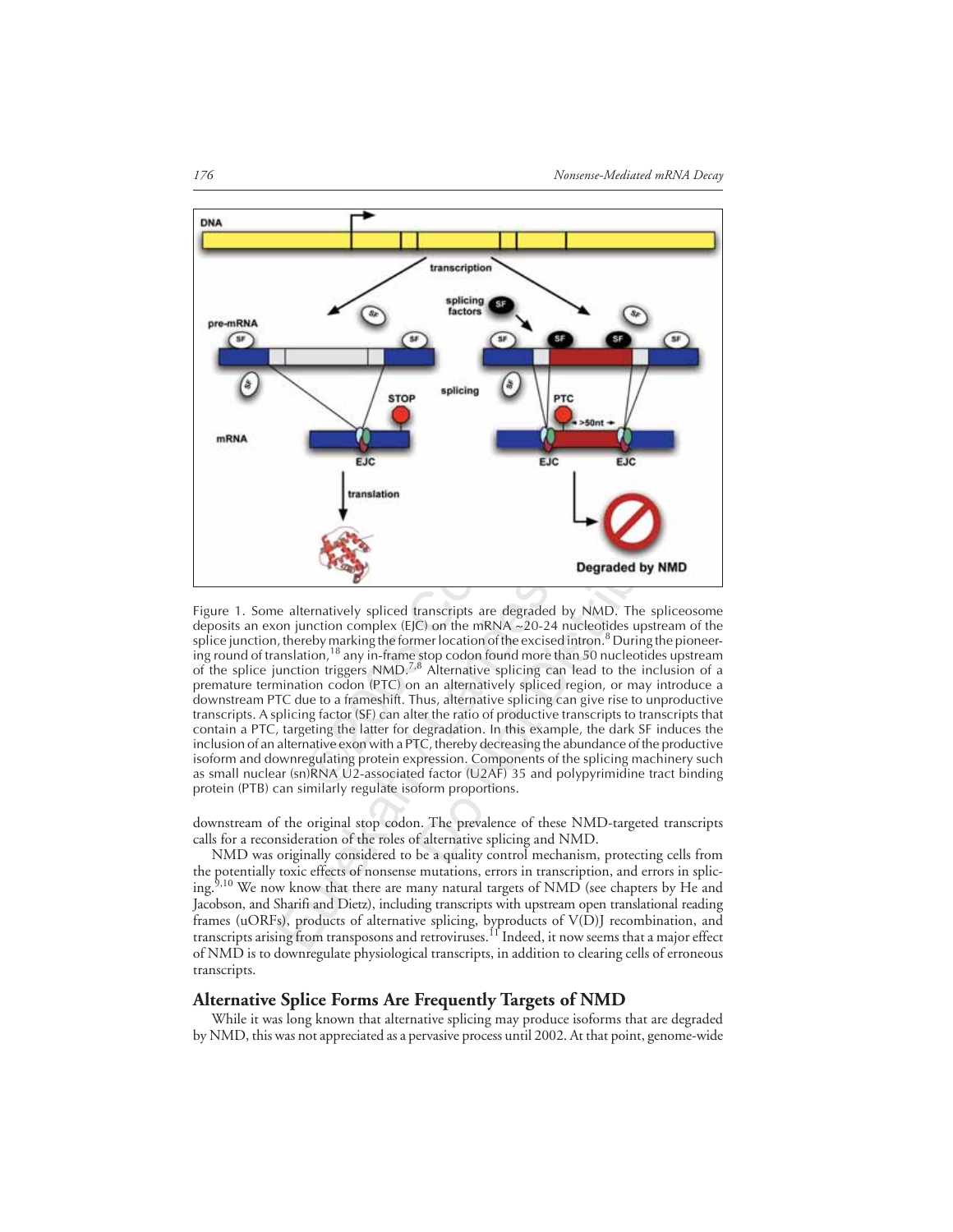Figure 1. Some alternatively spliced transcripts are degraded by NMD. The spliceosome deposits an exon junction complex (EJC) on the mRNA ~20-24 nucleotides upstream of the splice junction, thereby marking the former location of the excised intron.[8] During the pioneering round of translation,[18] any in-frame stop codon found more than 50 nucleotides upstream of the splice junction triggers NMD.[7,8] Alternative splicing can lead to the inclusion of a premature termination codon (PTC) on an alternatively spliced region, or may introduce a downstream PTC due to a frameshift. Thus, alternative splicing can give rise to unproductive transcripts. A splicing factor (SF) can alter the ratio of productive transcripts to transcripts that contain a PTC, targeting the latter for degradation. In this example, the dark SF induces the inclusion of an alternative exon with a PTC, thereby decreasing the abundance of the productive isoform and downregulating protein expression. Components of the splicing machinery such as small nuclear (sn)RNA U2-associated factor (U2AF) 35 and polypyrimidine tract binding protein (PTB) can similarly regulate isoform proportions.

downstream of the original stop codon. The prevalence of these NMD-targeted transcripts calls for a reconsideration of the roles of alternative splicing and NMD.

NMD was originally considered to be a quality control mechanism, protecting cells from the potentially toxic effects of nonsense mutations, errors in transcription, and errors in splicing.[9,10] We now know that there are many natural targets of NMD (see chapters by He and Jacobson, and Sharifi and Dietz), including transcripts with upstream open translational reading frames (uORFs), products of alternative splicing, byproducts of V(D)J recombination, and transcripts arising from transposons and retroviruses.[11] Indeed, it now seems that a major effect of NMD is to downregulate physiological transcripts, in addition to clearing cells of erroneous transcripts.

## Alternative Splice Forms Are Frequently Targets of NMD

While it was long known that alternative splicing may produce isoforms that are degraded by NMD, this was not appreciated as a pervasive process until 2002. At that point, genome-wide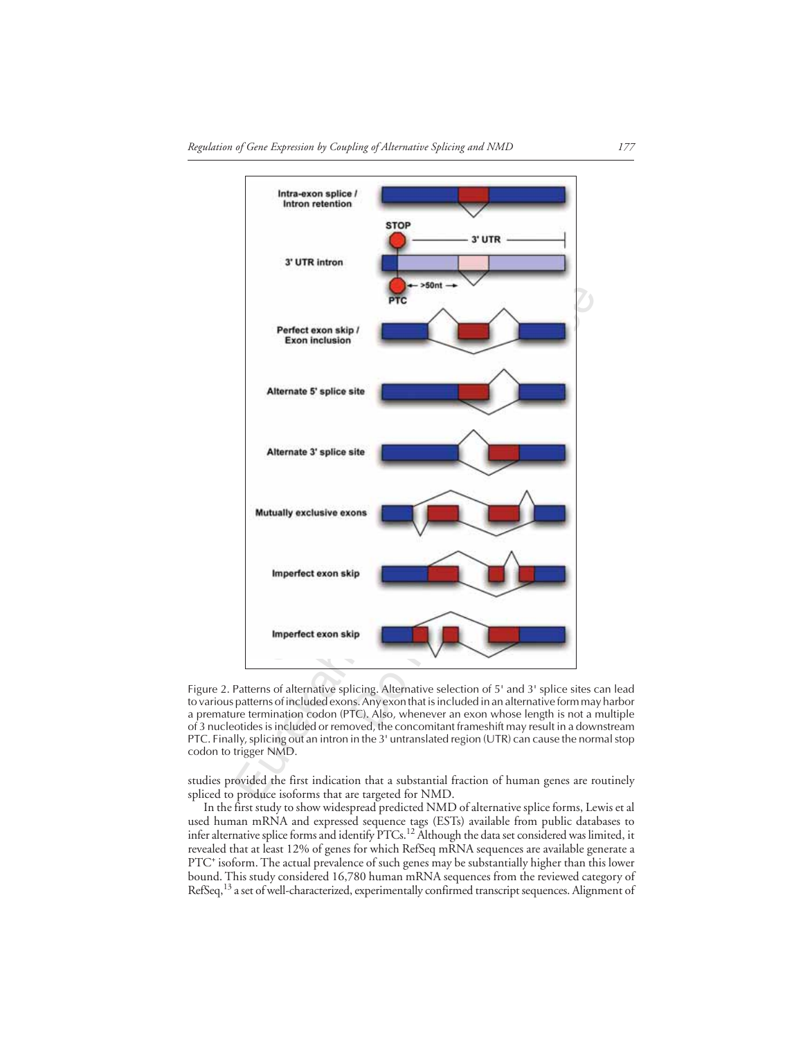Figure 2. Patterns of alternative splicing. Alternative selection of 5' and 3' splice sites can lead to various patterns of included exons. Any exon that is included in an alternative form may harbor a premature termination codon (PTC). Also, whenever an exon whose length is not a multiple of 3 nucleotides is included or removed, the concomitant frameshift may result in a downstream PTC. Finally, splicing out an intron in the 3' untranslated region (UTR) can cause the normal stop codon to trigger NMD.

studies provided the first indication that a substantial fraction of human genes are routinely spliced to produce isoforms that are targeted for NMD.

In the first study to show widespread predicted NMD of alternative splice forms, Lewis et al used human mRNA and expressed sequence tags (ESTs) available from public databases to infer alternative splice forms and identify PTCs.[12] Although the data set considered was limited, it revealed that at least 12% of genes for which RefSeq mRNA sequences are available generate a PTC+ isoform. The actual prevalence of such genes may be substantially higher than this lower bound. This study considered 16,780 human mRNA sequences from the reviewed category of RefSeq,[13] a set of well-characterized, experimentally confirmed transcript sequences. Alignment of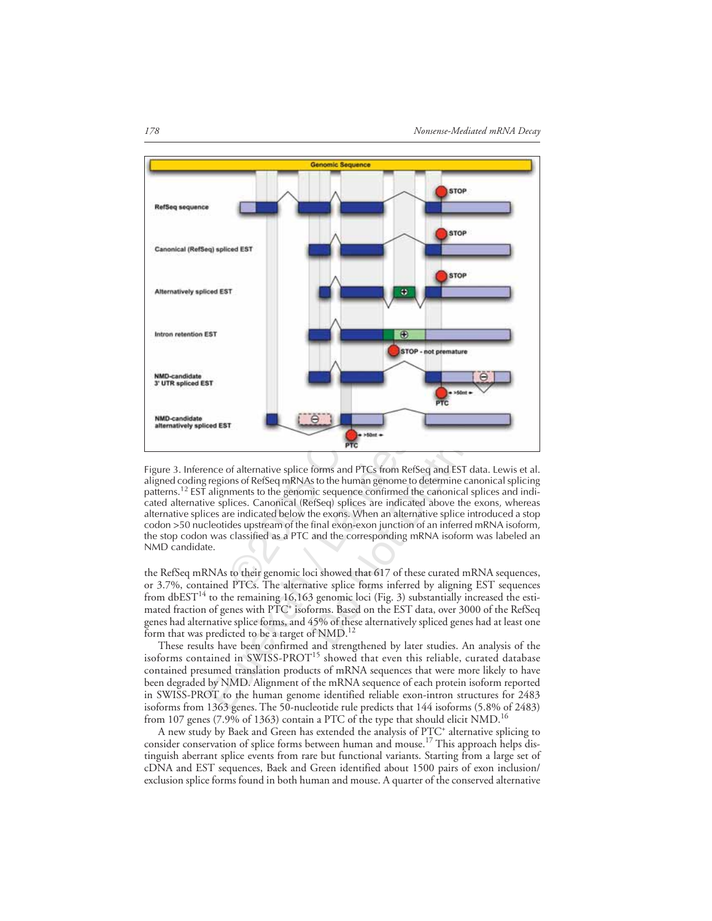Figure 3. Inference of alternative splice forms and PTCs from RefSeq and EST data. Lewis et al. aligned coding regions of RefSeq mRNAs to the human genome to determine canonical splicing patterns.[12] EST alignments to the genomic sequence confirmed the canonical splices and indicated alternative splices. Canonical (RefSeq) splices are indicated above the exons, whereas alternative splices are indicated below the exons. When an alternative splice introduced a stop codon >50 nucleotides upstream of the final exon-exon junction of an inferred mRNA isoform, the stop codon was classified as a PTC and the corresponding mRNA isoform was labeled an NMD candidate.

the RefSeq mRNAs to their genomic loci showed that 617 of these curated mRNA sequences, or 3.7%, contained PTCs. The alternative splice forms inferred by aligning EST sequences from dbEST[14] to the remaining 16,163 genomic loci (Fig. 3) substantially increased the estimated fraction of genes with PTC$^+$ isoforms. Based on the EST data, over 3000 of the RefSeq genes had alternative splice forms, and 45% of these alternatively spliced genes had at least one form that was predicted to be a target of NMD.[12]

These results have been confirmed and strengthened by later studies. An analysis of the isoforms contained in SWISS-PROT[15] showed that even this reliable, curated database contained presumed translation products of mRNA sequences that were more likely to have been degraded by NMD. Alignment of the mRNA sequence of each protein isoform reported in SWISS-PROT to the human genome identified reliable exon-intron structures for 2483 isoforms from 1363 genes. The 50-nucleotide rule predicts that 144 isoforms (5.8% of 2483) from 107 genes (7.9% of 1363) contain a PTC of the type that should elicit NMD.[16]

A new study by Baek and Green has extended the analysis of PTC$^+$ alternative splicing to consider conservation of splice forms between human and mouse.[17] This approach helps distinguish aberrant splice events from rare but functional variants. Starting from a large set of cDNA and EST sequences, Baek and Green identified about 1500 pairs of exon inclusion/exclusion splice forms found in both human and mouse. A quarter of the conserved alternative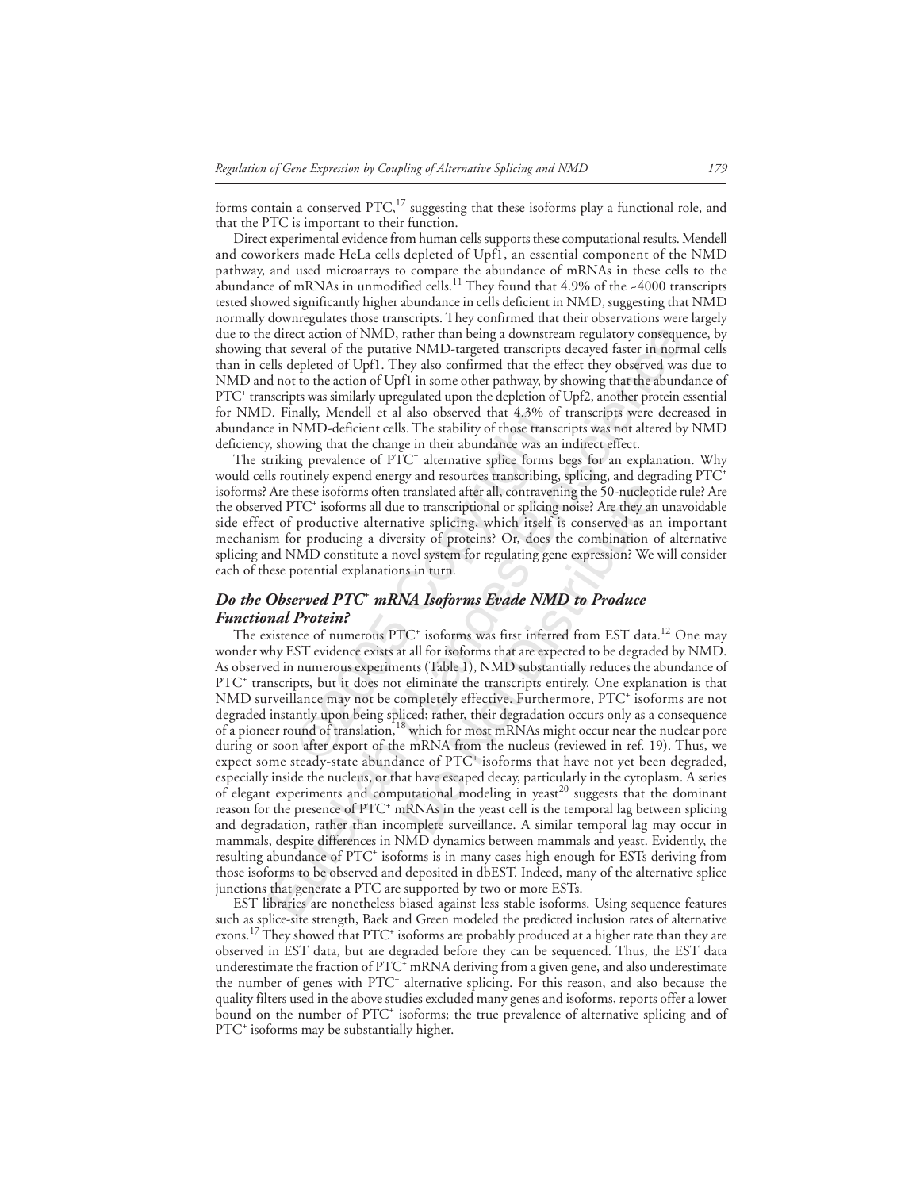forms contain a conserved PTC,[17] suggesting that these isoforms play a functional role, and that the PTC is important to their function.

Direct experimental evidence from human cells supports these computational results. Mendell and coworkers made HeLa cells depleted of Upf1, an essential component of the NMD pathway, and used microarrays to compare the abundance of mRNAs in these cells to the abundance of mRNAs in unmodified cells.[11] They found that 4.9% of the ~4000 transcripts tested showed significantly higher abundance in cells deficient in NMD, suggesting that NMD normally downregulates those transcripts. They confirmed that their observations were largely due to the direct action of NMD, rather than being a downstream regulatory consequence, by showing that several of the putative NMD-targeted transcripts decayed faster in normal cells than in cells depleted of Upf1. They also confirmed that the effect they observed was due to NMD and not to the action of Upf1 in some other pathway, by showing that the abundance of PTC⁺ transcripts was similarly upregulated upon the depletion of Upf2, another protein essential for NMD. Finally, Mendell et al also observed that 4.3% of transcripts were decreased in abundance in NMD-deficient cells. The stability of those transcripts was not altered by NMD deficiency, showing that the change in their abundance was an indirect effect.

The striking prevalence of PTC⁺ alternative splice forms begs for an explanation. Why would cells routinely expend energy and resources transcribing, splicing, and degrading PTC⁺ isoforms? Are these isoforms often translated after all, contravening the 50-nucleotide rule? Are the observed PTC⁺ isoforms all due to transcriptional or splicing noise? Are they an unavoidable side effect of productive alternative splicing, which itself is conserved as an important mechanism for producing a diversity of proteins? Or, does the combination of alternative splicing and NMD constitute a novel system for regulating gene expression? We will consider each of these potential explanations in turn.

### *Do the Observed PTC⁺ mRNA Isoforms Evade NMD to Produce Functional Protein?*

The existence of numerous PTC⁺ isoforms was first inferred from EST data.[12] One may wonder why EST evidence exists at all for isoforms that are expected to be degraded by NMD. As observed in numerous experiments (Table 1), NMD substantially reduces the abundance of PTC⁺ transcripts, but it does not eliminate the transcripts entirely. One explanation is that NMD surveillance may not be completely effective. Furthermore, PTC⁺ isoforms are not degraded instantly upon being spliced; rather, their degradation occurs only as a consequence of a pioneer round of translation,[18] which for most mRNAs might occur near the nuclear pore during or soon after export of the mRNA from the nucleus (reviewed in ref. 19). Thus, we expect some steady-state abundance of PTC⁺ isoforms that have not yet been degraded, especially inside the nucleus, or that have escaped decay, particularly in the cytoplasm. A series of elegant experiments and computational modeling in yeast[20] suggests that the dominant reason for the presence of PTC⁺ mRNAs in the yeast cell is the temporal lag between splicing and degradation, rather than incomplete surveillance. A similar temporal lag may occur in mammals, despite differences in NMD dynamics between mammals and yeast. Evidently, the resulting abundance of PTC⁺ isoforms is in many cases high enough for ESTs deriving from those isoforms to be observed and deposited in dbEST. Indeed, many of the alternative splice junctions that generate a PTC are supported by two or more ESTs.

EST libraries are nonetheless biased against less stable isoforms. Using sequence features such as splice-site strength, Baek and Green modeled the predicted inclusion rates of alternative exons.[17] They showed that PTC⁺ isoforms are probably produced at a higher rate than they are observed in EST data, but are degraded before they can be sequenced. Thus, the EST data underestimate the fraction of PTC⁺ mRNA deriving from a given gene, and also underestimate the number of genes with PTC⁺ alternative splicing. For this reason, and also because the quality filters used in the above studies excluded many genes and isoforms, reports offer a lower bound on the number of PTC⁺ isoforms; the true prevalence of alternative splicing and of PTC⁺ isoforms may be substantially higher.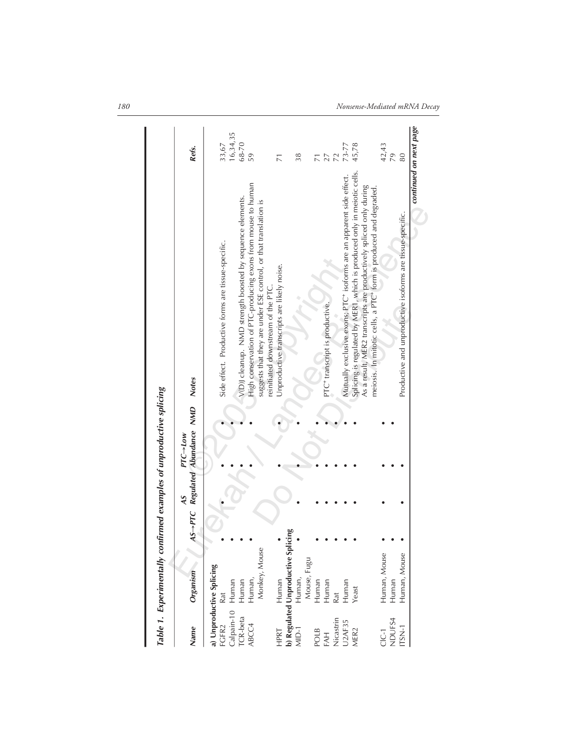**Table 1. Experimentally confirmed examples of unproductive splicing**

| Name | Organism | AS→PTC | AS Regulated | PTC→Low Abundance | NMD | Notes | Refs. |
|---|---|---|---|---|---|---|---|
| **a) Unproductive Splicing** | | | | | | | |
| FGFR2 | Rat | • | • | • | • | Side effect. Productive forms are tissue-specific. | 33,67 |
| Calpain-10 | Human | • | | • | • | | 16,34,35 |
| TCR-beta | Human | • | | • | • | V(D)J cleanup. NMD strength boosted by sequence elements. | 68-70 |
| ABCC4 | Human, Monkey, Mouse | • | | • | • | High conservation of PTC-producing exons from mouse to human suggests that they are under ESE control, or that translation is reinitiated downstream of the PTC. | 59 |
| HPRT | Human | • | | • | • | Unproductive transcripts are likely noise. | 71 |
| **b) Regulated Unproductive Splicing** | | | | | | | |
| MID-1 | Human, Mouse, Fugu | • | • | • | • | | 38 |
| POLB | Human | • | • | • | • | | 71 |
| FAH | Human | • | • | • | • | PTC[+] transcript is productive. | 27 |
| Nicastrin | Rat | • | • | • | • | | 72 |
| U2AF35 | Human | • | • | • | • | Mutually exclusive exons; PTC[+] isoforms are an apparent side effect. | 73-77 |
| MER2 | Yeast | • | • | • | • | Splicing is regulated by MER1, which is produced only in meiotic cells. As a result, MER2 transcripts are productively spliced only during meiosis. In mitotic cells, a PTC[+] form is produced and degraded. | 45,78 |
| ClC-1 | Human, Mouse | • | • | • | • | | 42,43 |
| NDUFS4 | Human | • | • | • | • | | 79 |
| ITSN-1 | Human, Mouse | • | • | • | | Productive and unproductive isoforms are tissue-specific. | 80 |

*continued on next page*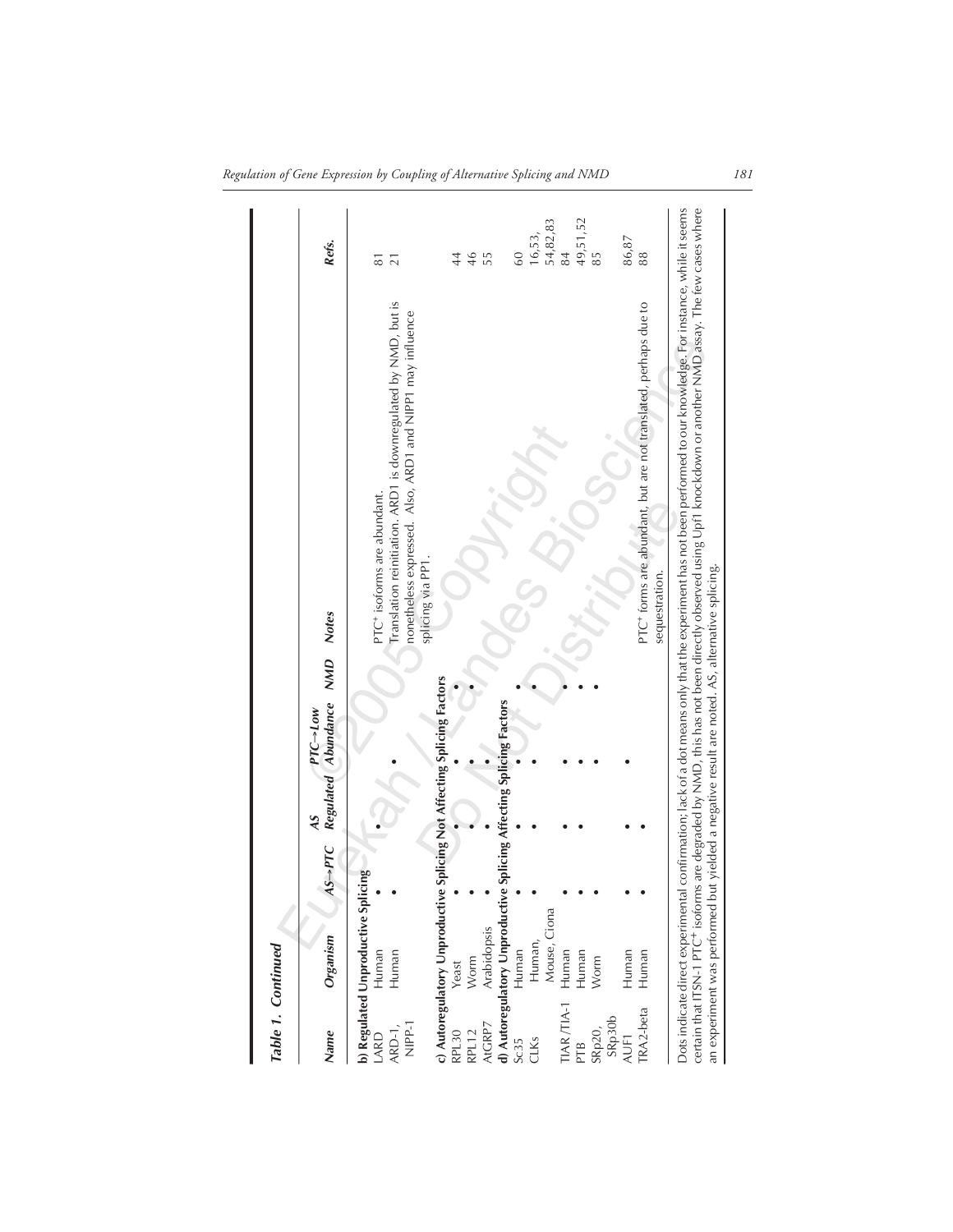**Table 1. Continued**

| Name | Organism | AS→PTC | AS Regulated | PTC→Low Abundance | NMD | Notes | Refs. |
|---|---|---|---|---|---|---|---|
| **b) Regulated Unproductive Splicing** | | | | | | | |
| LARD | Human | • | • | | | PTC+ isoforms are abundant. | 81 |
| ARD-1, NIPP-1 | Human | • | | • | | Translation reinitiation. ARD1 is downregulated by NMD, but is nonetheless expressed. Also, ARD1 and NIPP1 may influence splicing via PP1. | 21 |
| **c) Autoregulatory Unproductive Splicing Not Affecting Splicing Factors** | | | | | | | |
| RPL30 | Yeast | • | • | • | • | | 44 |
| RPL12 | Worm | • | • | • | • | | 46 |
| AtGRP7 | Arabidopsis | • | • | • | | | 55 |
| **d) Autoregulatory Unproductive Splicing Affecting Splicing Factors** | | | | | | | |
| Sc35 | Human | • | • | • | • | | 60 |
| CLKs | Human, Mouse, Ciona | • | • | • | • | | 16,53, 54,82,83 |
| TIAR /TIA-1 | Human | • | • | • | • | | 84 |
| PTB | Human | • | • | • | • | | 49,51,52 |
| SRp20, SRp30b | Worm | • | | • | • | | 85 |
| AUF1 | Human | • | • | • | | | 86,87 |
| TRA2-beta | Human | • | • | | | PTC+ forms are abundant, but are not translated, perhaps due to sequestration. | 88 |

Dots indicate direct experimental confirmation; lack of a dot means only that the experiment has not been performed to our knowledge. For instance, while it seems certain that ITSN-1 PTC+ isoforms are degraded by NMD, this has not been directly observed using Upf1 knockdown or another NMD assay. The few cases where an experiment was performed but yielded a negative result are noted. AS, alternative splicing.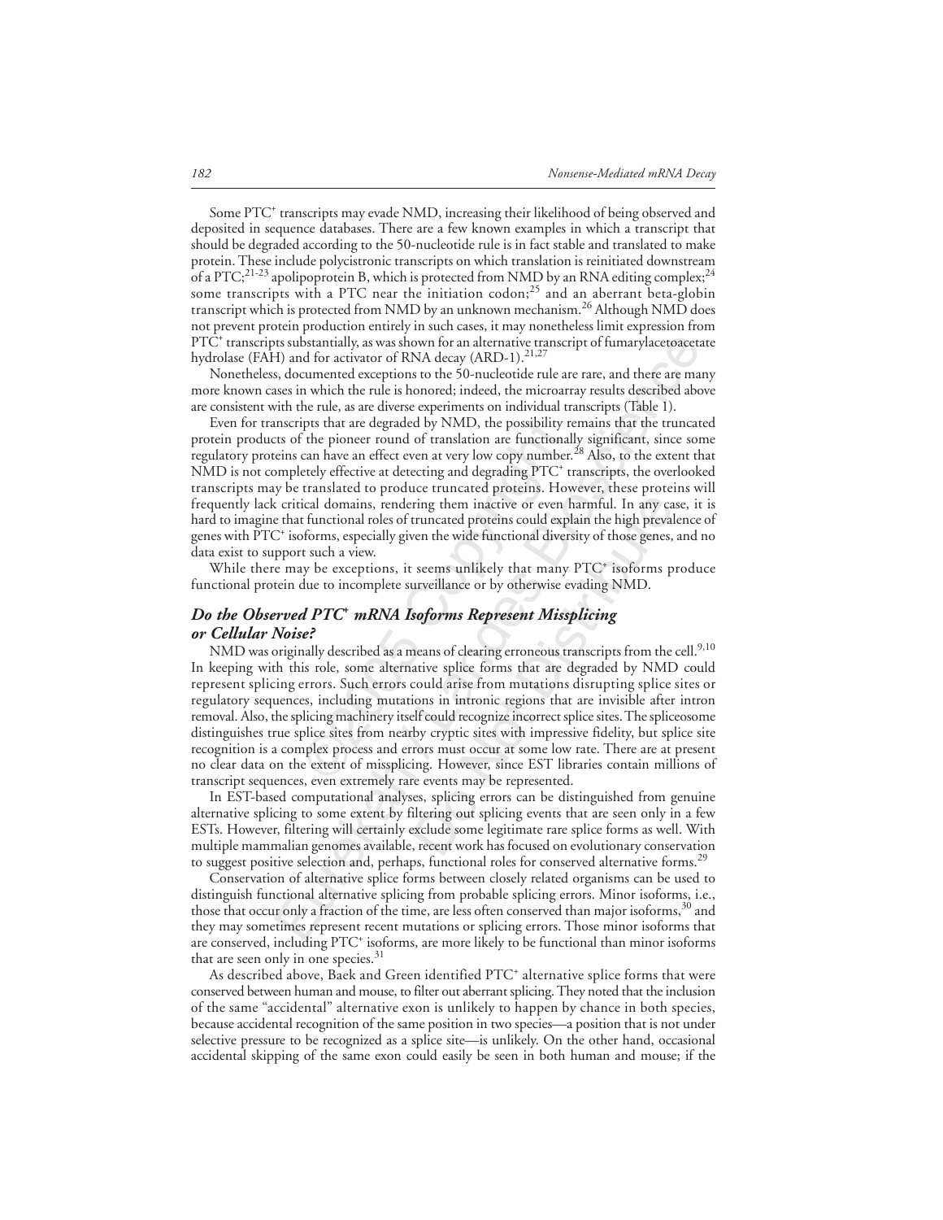Some PTC$^{+}$ transcripts may evade NMD, increasing their likelihood of being observed and deposited in sequence databases. There are a few known examples in which a transcript that should be degraded according to the 50-nucleotide rule is in fact stable and translated to make protein. These include polycistronic transcripts on which translation is reinitiated downstream of a PTC;[21-23] apolipoprotein B, which is protected from NMD by an RNA editing complex;[24] some transcripts with a PTC near the initiation codon;[25] and an aberrant beta-globin transcript which is protected from NMD by an unknown mechanism.[26] Although NMD does not prevent protein production entirely in such cases, it may nonetheless limit expression from PTC$^{+}$ transcripts substantially, as was shown for an alternative transcript of fumarylacetoacetate hydrolase (FAH) and for activator of RNA decay (ARD-1).[21,27]

Nonetheless, documented exceptions to the 50-nucleotide rule are rare, and there are many more known cases in which the rule is honored; indeed, the microarray results described above are consistent with the rule, as are diverse experiments on individual transcripts (Table 1).

Even for transcripts that are degraded by NMD, the possibility remains that the truncated protein products of the pioneer round of translation are functionally significant, since some regulatory proteins can have an effect even at very low copy number.[28] Also, to the extent that NMD is not completely effective at detecting and degrading PTC$^{+}$ transcripts, the overlooked transcripts may be translated to produce truncated proteins. However, these proteins will frequently lack critical domains, rendering them inactive or even harmful. In any case, it is hard to imagine that functional roles of truncated proteins could explain the high prevalence of genes with PTC$^{+}$ isoforms, especially given the wide functional diversity of those genes, and no data exist to support such a view.

While there may be exceptions, it seems unlikely that many PTC$^{+}$ isoforms produce functional protein due to incomplete surveillance or by otherwise evading NMD.

### *Do the Observed PTC$^{+}$ mRNA Isoforms Represent Missplicing or Cellular Noise?*

NMD was originally described as a means of clearing erroneous transcripts from the cell.[9,10] In keeping with this role, some alternative splice forms that are degraded by NMD could represent splicing errors. Such errors could arise from mutations disrupting splice sites or regulatory sequences, including mutations in intronic regions that are invisible after intron removal. Also, the splicing machinery itself could recognize incorrect splice sites. The spliceosome distinguishes true splice sites from nearby cryptic sites with impressive fidelity, but splice site recognition is a complex process and errors must occur at some low rate. There are at present no clear data on the extent of missplicing. However, since EST libraries contain millions of transcript sequences, even extremely rare events may be represented.

In EST-based computational analyses, splicing errors can be distinguished from genuine alternative splicing to some extent by filtering out splicing events that are seen only in a few ESTs. However, filtering will certainly exclude some legitimate rare splice forms as well. With multiple mammalian genomes available, recent work has focused on evolutionary conservation to suggest positive selection and, perhaps, functional roles for conserved alternative forms.[29]

Conservation of alternative splice forms between closely related organisms can be used to distinguish functional alternative splicing from probable splicing errors. Minor isoforms, i.e., those that occur only a fraction of the time, are less often conserved than major isoforms,[30] and they may sometimes represent recent mutations or splicing errors. Those minor isoforms that are conserved, including PTC$^{+}$ isoforms, are more likely to be functional than minor isoforms that are seen only in one species.[31]

As described above, Baek and Green identified PTC$^{+}$ alternative splice forms that were conserved between human and mouse, to filter out aberrant splicing. They noted that the inclusion of the same "accidental" alternative exon is unlikely to happen by chance in both species, because accidental recognition of the same position in two species—a position that is not under selective pressure to be recognized as a splice site—is unlikely. On the other hand, occasional accidental skipping of the same exon could easily be seen in both human and mouse; if the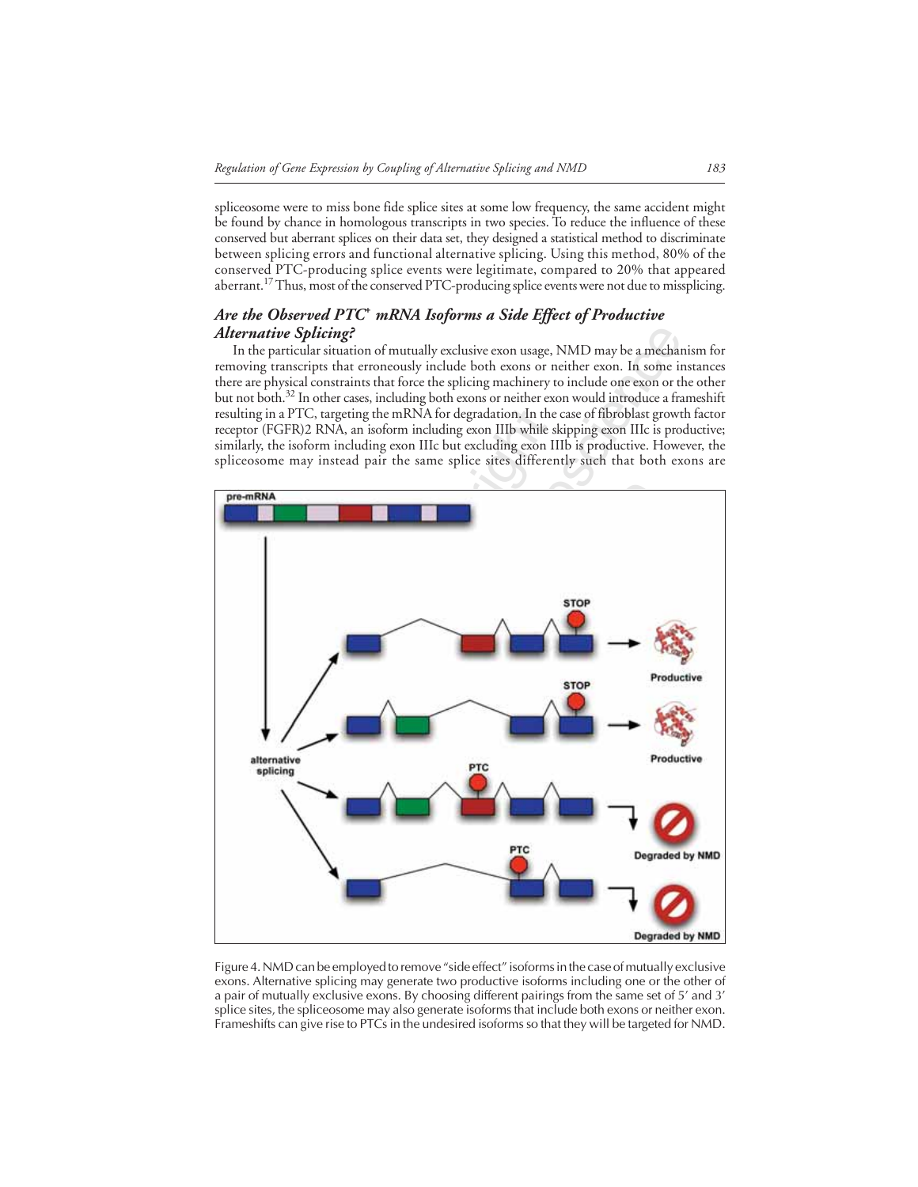spliceosome were to miss bone fide splice sites at some low frequency, the same accident might be found by chance in homologous transcripts in two species. To reduce the influence of these conserved but aberrant splices on their data set, they designed a statistical method to discriminate between splicing errors and functional alternative splicing. Using this method, 80% of the conserved PTC-producing splice events were legitimate, compared to 20% that appeared aberrant.[17] Thus, most of the conserved PTC-producing splice events were not due to missplicing.

### *Are the Observed PTC⁺ mRNA Isoforms a Side Effect of Productive Alternative Splicing?*

In the particular situation of mutually exclusive exon usage, NMD may be a mechanism for removing transcripts that erroneously include both exons or neither exon. In some instances there are physical constraints that force the splicing machinery to include one exon or the other but not both.[32] In other cases, including both exons or neither exon would introduce a frameshift resulting in a PTC, targeting the mRNA for degradation. In the case of fibroblast growth factor receptor (FGFR)2 RNA, an isoform including exon IIIb while skipping exon IIIc is productive; similarly, the isoform including exon IIIc but excluding exon IIIb is productive. However, the spliceosome may instead pair the same splice sites differently such that both exons are

Figure 4. NMD can be employed to remove "side effect" isoforms in the case of mutually exclusive exons. Alternative splicing may generate two productive isoforms including one or the other of a pair of mutually exclusive exons. By choosing different pairings from the same set of 5′ and 3′ splice sites, the spliceosome may also generate isoforms that include both exons or neither exon. Frameshifts can give rise to PTCs in the undesired isoforms so that they will be targeted for NMD.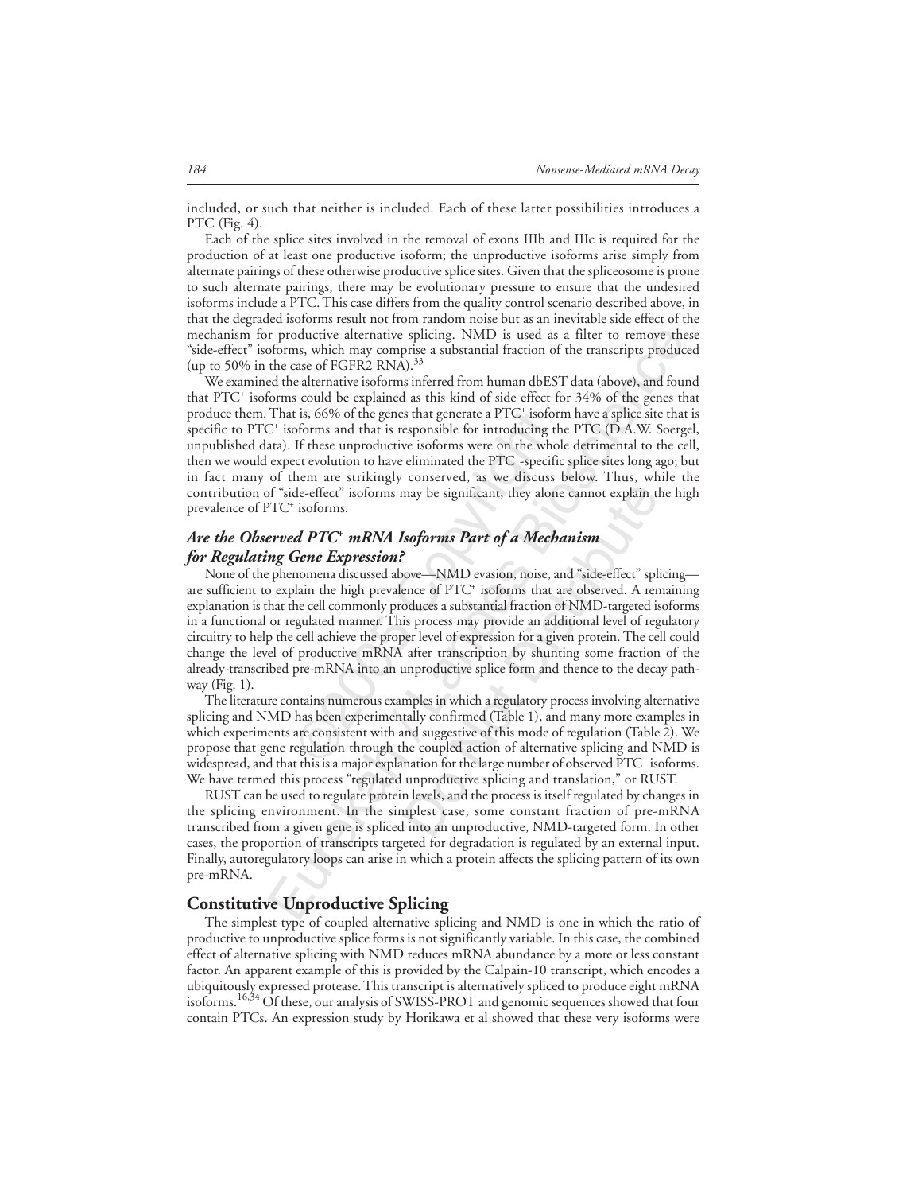included, or such that neither is included. Each of these latter possibilities introduces a PTC (Fig. 4).

Each of the splice sites involved in the removal of exons IIIb and IIIc is required for the production of at least one productive isoform; the unproductive isoforms arise simply from alternate pairings of these otherwise productive splice sites. Given that the spliceosome is prone to such alternate pairings, there may be evolutionary pressure to ensure that the undesired isoforms include a PTC. This case differs from the quality control scenario described above, in that the degraded isoforms result not from random noise but as an inevitable side effect of the mechanism for productive alternative splicing. NMD is used as a filter to remove these "side-effect" isoforms, which may comprise a substantial fraction of the transcripts produced (up to 50% in the case of FGFR2 RNA).[33]

We examined the alternative isoforms inferred from human dbEST data (above), and found that PTC⁺ isoforms could be explained as this kind of side effect for 34% of the genes that produce them. That is, 66% of the genes that generate a PTC⁺ isoform have a splice site that is specific to PTC⁺ isoforms and that is responsible for introducing the PTC (D.A.W. Soergel, unpublished data). If these unproductive isoforms were on the whole detrimental to the cell, then we would expect evolution to have eliminated the PTC⁺-specific splice sites long ago; but in fact many of them are strikingly conserved, as we discuss below. Thus, while the contribution of "side-effect" isoforms may be significant, they alone cannot explain the high prevalence of PTC⁺ isoforms.

### *Are the Observed PTC⁺ mRNA Isoforms Part of a Mechanism for Regulating Gene Expression?*

None of the phenomena discussed above—NMD evasion, noise, and "side-effect" splicing—are sufficient to explain the high prevalence of PTC⁺ isoforms that are observed. A remaining explanation is that the cell commonly produces a substantial fraction of NMD-targeted isoforms in a functional or regulated manner. This process may provide an additional level of regulatory circuitry to help the cell achieve the proper level of expression for a given protein. The cell could change the level of productive mRNA after transcription by shunting some fraction of the already-transcribed pre-mRNA into an unproductive splice form and thence to the decay pathway (Fig. 1).

The literature contains numerous examples in which a regulatory process involving alternative splicing and NMD has been experimentally confirmed (Table 1), and many more examples in which experiments are consistent with and suggestive of this mode of regulation (Table 2). We propose that gene regulation through the coupled action of alternative splicing and NMD is widespread, and that this is a major explanation for the large number of observed PTC⁺ isoforms. We have termed this process "regulated unproductive splicing and translation," or RUST.

RUST can be used to regulate protein levels, and the process is itself regulated by changes in the splicing environment. In the simplest case, some constant fraction of pre-mRNA transcribed from a given gene is spliced into an unproductive, NMD-targeted form. In other cases, the proportion of transcripts targeted for degradation is regulated by an external input. Finally, autoregulatory loops can arise in which a protein affects the splicing pattern of its own pre-mRNA.

## Constitutive Unproductive Splicing

The simplest type of coupled alternative splicing and NMD is one in which the ratio of productive to unproductive splice forms is not significantly variable. In this case, the combined effect of alternative splicing with NMD reduces mRNA abundance by a more or less constant factor. An apparent example of this is provided by the Calpain-10 transcript, which encodes a ubiquitously expressed protease. This transcript is alternatively spliced to produce eight mRNA isoforms.[16,34] Of these, our analysis of SWISS-PROT and genomic sequences showed that four contain PTCs. An expression study by Horikawa et al showed that these very isoforms were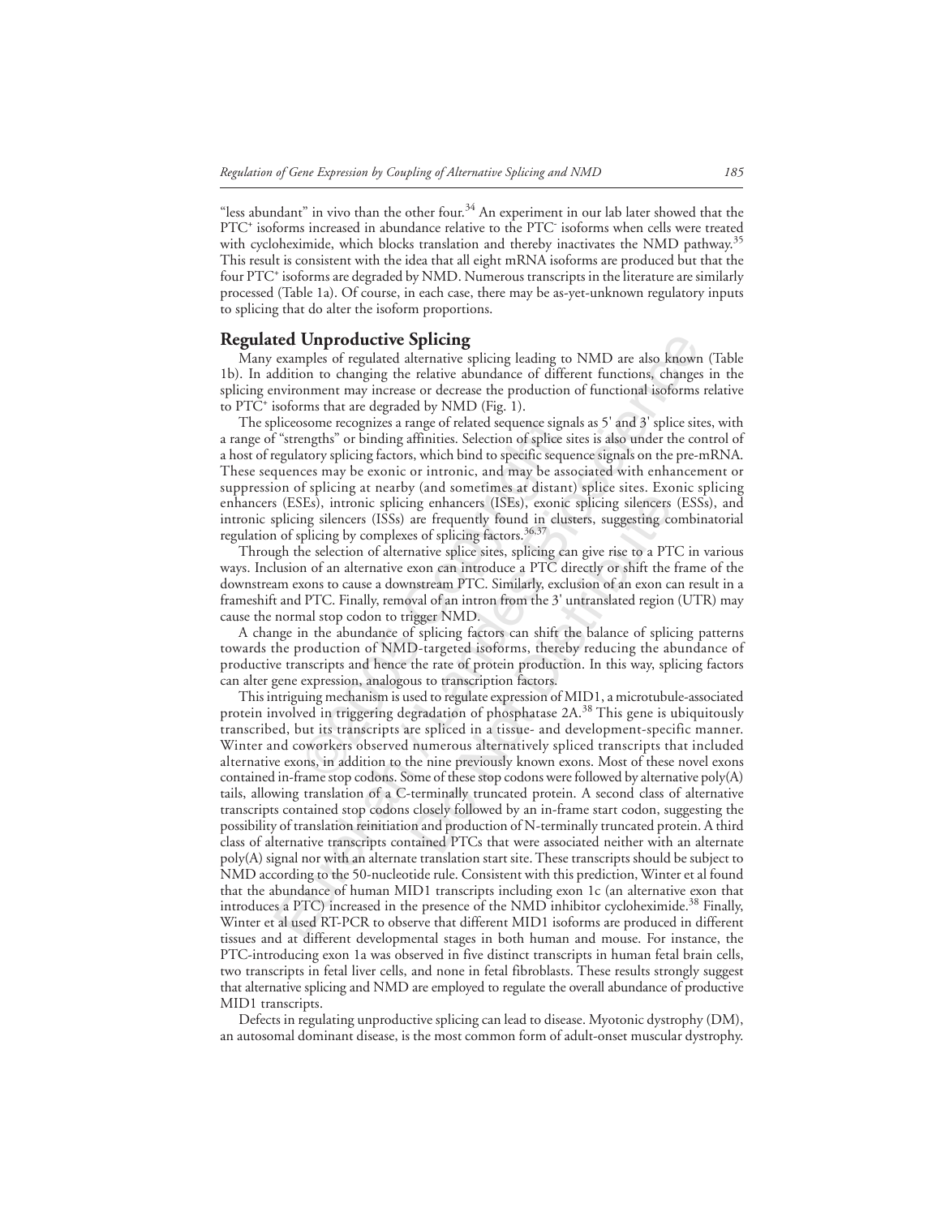"less abundant" in vivo than the other four.[34] An experiment in our lab later showed that the PTC+ isoforms increased in abundance relative to the PTC- isoforms when cells were treated with cycloheximide, which blocks translation and thereby inactivates the NMD pathway.[35] This result is consistent with the idea that all eight mRNA isoforms are produced but that the four PTC+ isoforms are degraded by NMD. Numerous transcripts in the literature are similarly processed (Table 1a). Of course, in each case, there may be as-yet-unknown regulatory inputs to splicing that do alter the isoform proportions.

## Regulated Unproductive Splicing

Many examples of regulated alternative splicing leading to NMD are also known (Table 1b). In addition to changing the relative abundance of different functions, changes in the splicing environment may increase or decrease the production of functional isoforms relative to PTC+ isoforms that are degraded by NMD (Fig. 1).

The spliceosome recognizes a range of related sequence signals as 5' and 3' splice sites, with a range of "strengths" or binding affinities. Selection of splice sites is also under the control of a host of regulatory splicing factors, which bind to specific sequence signals on the pre-mRNA. These sequences may be exonic or intronic, and may be associated with enhancement or suppression of splicing at nearby (and sometimes at distant) splice sites. Exonic splicing enhancers (ESEs), intronic splicing enhancers (ISEs), exonic splicing silencers (ESSs), and intronic splicing silencers (ISSs) are frequently found in clusters, suggesting combinatorial regulation of splicing by complexes of splicing factors.[36,37]

Through the selection of alternative splice sites, splicing can give rise to a PTC in various ways. Inclusion of an alternative exon can introduce a PTC directly or shift the frame of the downstream exons to cause a downstream PTC. Similarly, exclusion of an exon can result in a frameshift and PTC. Finally, removal of an intron from the 3' untranslated region (UTR) may cause the normal stop codon to trigger NMD.

A change in the abundance of splicing factors can shift the balance of splicing patterns towards the production of NMD-targeted isoforms, thereby reducing the abundance of productive transcripts and hence the rate of protein production. In this way, splicing factors can alter gene expression, analogous to transcription factors.

This intriguing mechanism is used to regulate expression of MID1, a microtubule-associated protein involved in triggering degradation of phosphatase 2A.[38] This gene is ubiquitously transcribed, but its transcripts are spliced in a tissue- and development-specific manner. Winter and coworkers observed numerous alternatively spliced transcripts that included alternative exons, in addition to the nine previously known exons. Most of these novel exons contained in-frame stop codons. Some of these stop codons were followed by alternative poly(A) tails, allowing translation of a C-terminally truncated protein. A second class of alternative transcripts contained stop codons closely followed by an in-frame start codon, suggesting the possibility of translation reinitiation and production of N-terminally truncated protein. A third class of alternative transcripts contained PTCs that were associated neither with an alternate poly(A) signal nor with an alternate translation start site. These transcripts should be subject to NMD according to the 50-nucleotide rule. Consistent with this prediction, Winter et al found that the abundance of human MID1 transcripts including exon 1c (an alternative exon that introduces a PTC) increased in the presence of the NMD inhibitor cycloheximide.[38] Finally, Winter et al used RT-PCR to observe that different MID1 isoforms are produced in different tissues and at different developmental stages in both human and mouse. For instance, the PTC-introducing exon 1a was observed in five distinct transcripts in human fetal brain cells, two transcripts in fetal liver cells, and none in fetal fibroblasts. These results strongly suggest that alternative splicing and NMD are employed to regulate the overall abundance of productive MID1 transcripts.

Defects in regulating unproductive splicing can lead to disease. Myotonic dystrophy (DM), an autosomal dominant disease, is the most common form of adult-onset muscular dystrophy.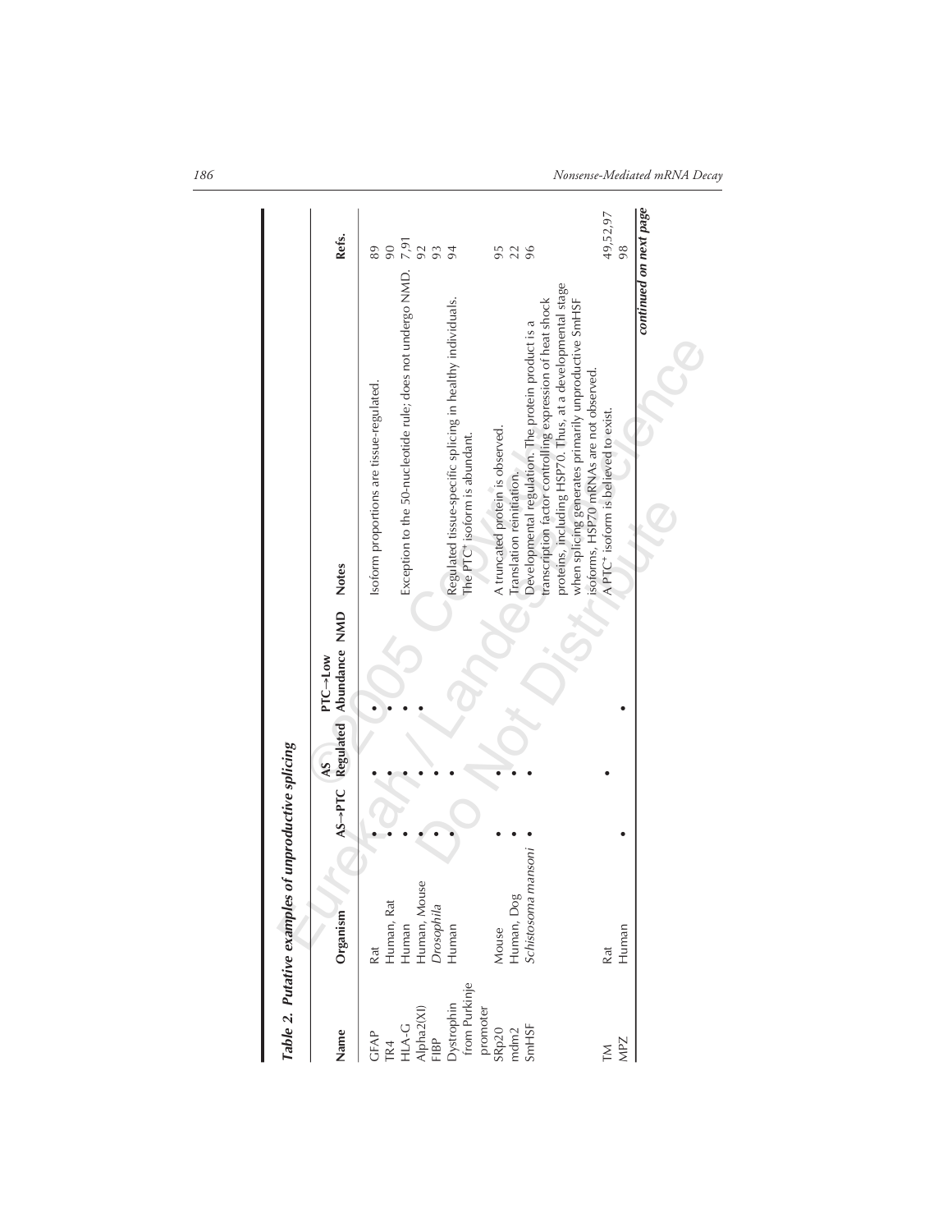**Table 2. Putative examples of unproductive splicing**

| Name | Organism | AS→PTC | AS Regulated | PTC→Low Abundance | NMD | Notes | Refs. |
|---|---|---|---|---|---|---|---|
| GFAP | Rat | • | • | • | | Isoform proportions are tissue-regulated. | 89 |
| TR4 | Human, Rat | • | • | • | | | 90 |
| HLA-G | Human | • | • | • | | Exception to the 50-nucleotide rule; does not undergo NMD. | 7,91 |
| Alpha2(XI) | Human, Mouse | • | • | • | | | 92 |
| FIBP | *Drosophila* | • | • | | | | 93 |
| Dystrophin from Purkinje promoter | Human | • | • | | | Regulated tissue-specific splicing in healthy individuals. The PTC⁺ isoform is abundant. | 94 |
| SRp20 | Mouse | • | • | | | A truncated protein is observed. | 95 |
| mdm2 | Human, Dog | • | • | | | Translation reinitiation. | 22 |
| SmHSF | *Schistosoma mansoni* | • | • | | | Developmental regulation. The protein product is a transcription factor controlling expression of heat shock proteins, including HSP70. Thus, at a developmental stage when splicing generates primarily unproductive SmHSF isoforms, HSP70 mRNAs are not observed. | 96 |
| TM | Rat | | • | | | A PTC⁺ isoform is believed to exist. | 49,52,97 |
| MPZ | Human | • | | • | | | 98 |

*continued on next page*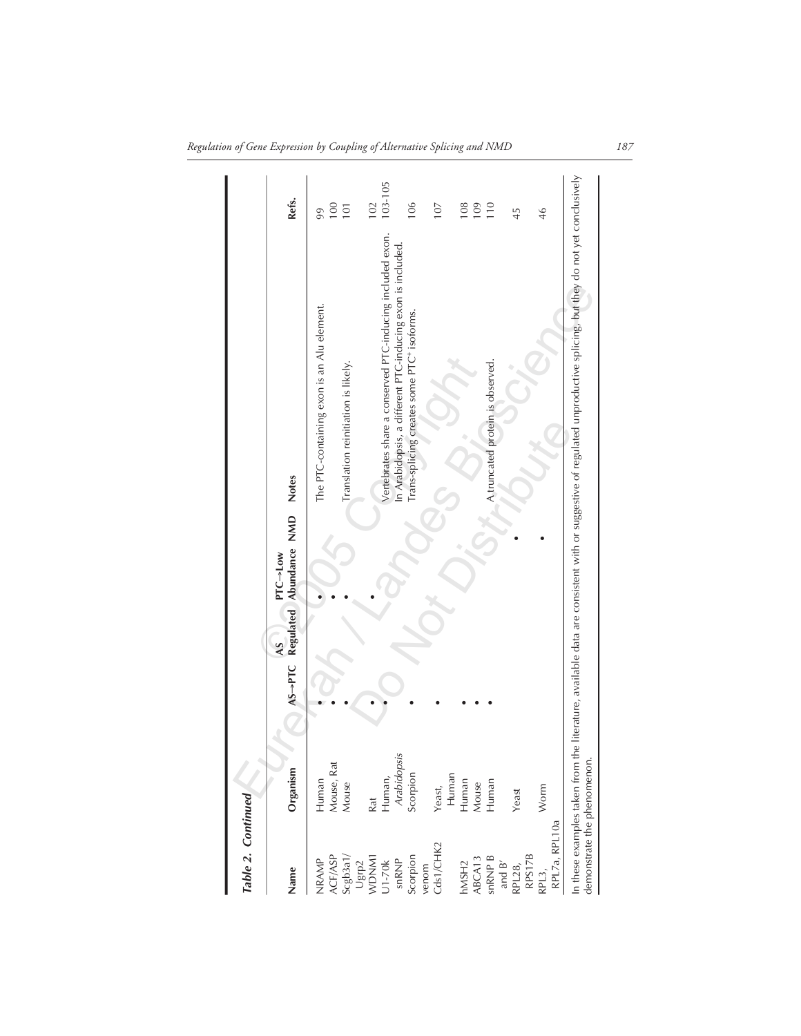**Table 2. Continued**

| Name | Organism | AS→PTC | AS Regulated | PTC→Low Abundance | NMD | Notes | Refs. |
|---|---|---|---|---|---|---|---|
| NRAMP | Human | • | | • | | The PTC-containing exon is an Alu element. | 99 |
| ACF/ASP | Mouse, Rat | • | | • | | | 100 |
| Scgb3a1/ Ugrp2 | Mouse | • | | • | | Translation reinitiation is likely. | 101 |
| WDNM1 | Rat | • | | • | | | 102 |
| U1-70k snRNP | Human, *Arabidopsis* | • | | | | Vertebrates share a conserved PTC-inducing included exon. In Arabidopsis, a different PTC-inducing exon is included. | 103-105 |
| Scorpion venom | Scorpion | • | | | | Trans-splicing creates some PTC[+] isoforms. | 106 |
| Cds1/CHK2 | Yeast, Human | • | | | | | 107 |
| hMSH2 | Human | • | | | | | 108 |
| ABCA13 | Mouse | • | | | | | 109 |
| snRNP B and B' | Human | • | | | | A truncated protein is observed. | 110 |
| RPL28, RPS17B | Yeast | | | | • | | 45 |
| RPL3, RPL7a, RPL10a | Worm | | | | • | | 46 |

In these examples taken from the literature, available data are consistent with or suggestive of regulated unproductive splicing, but they do not yet conclusively demonstrate the phenomenon.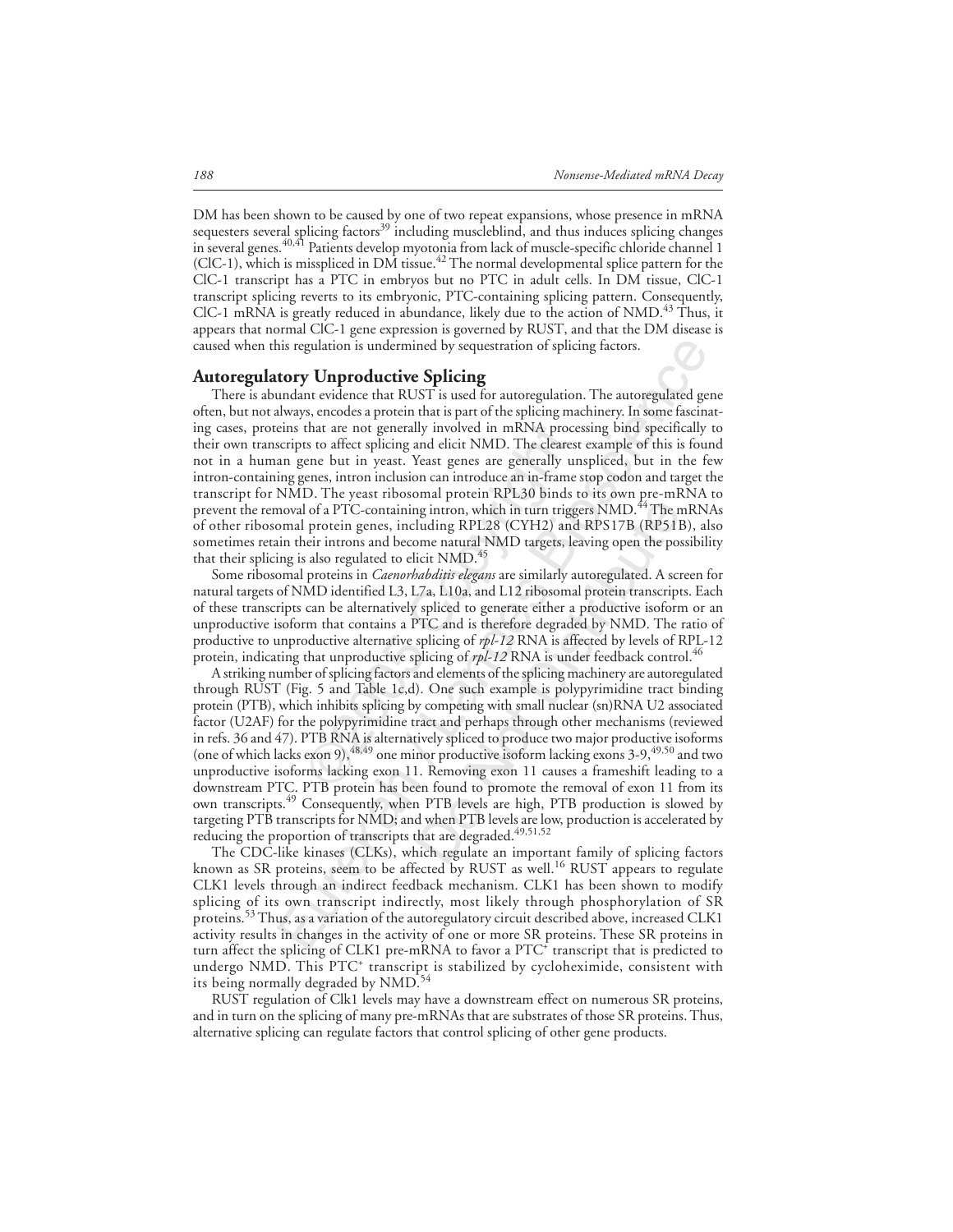DM has been shown to be caused by one of two repeat expansions, whose presence in mRNA sequesters several splicing factors[39] including muscleblind, and thus induces splicing changes in several genes.[40,41] Patients develop myotonia from lack of muscle-specific chloride channel 1 (ClC-1), which is misspliced in DM tissue.[42] The normal developmental splice pattern for the ClC-1 transcript has a PTC in embryos but no PTC in adult cells. In DM tissue, ClC-1 transcript splicing reverts to its embryonic, PTC-containing splicing pattern. Consequently, ClC-1 mRNA is greatly reduced in abundance, likely due to the action of NMD.[43] Thus, it appears that normal ClC-1 gene expression is governed by RUST, and that the DM disease is caused when this regulation is undermined by sequestration of splicing factors.

## Autoregulatory Unproductive Splicing

There is abundant evidence that RUST is used for autoregulation. The autoregulated gene often, but not always, encodes a protein that is part of the splicing machinery. In some fascinating cases, proteins that are not generally involved in mRNA processing bind specifically to their own transcripts to affect splicing and elicit NMD. The clearest example of this is found not in a human gene but in yeast. Yeast genes are generally unspliced, but in the few intron-containing genes, intron inclusion can introduce an in-frame stop codon and target the transcript for NMD. The yeast ribosomal protein RPL30 binds to its own pre-mRNA to prevent the removal of a PTC-containing intron, which in turn triggers NMD.[44] The mRNAs of other ribosomal protein genes, including RPL28 (CYH2) and RPS17B (RP51B), also sometimes retain their introns and become natural NMD targets, leaving open the possibility that their splicing is also regulated to elicit NMD.[45]

Some ribosomal proteins in *Caenorhabditis elegans* are similarly autoregulated. A screen for natural targets of NMD identified L3, L7a, L10a, and L12 ribosomal protein transcripts. Each of these transcripts can be alternatively spliced to generate either a productive isoform or an unproductive isoform that contains a PTC and is therefore degraded by NMD. The ratio of productive to unproductive alternative splicing of *rpl-12* RNA is affected by levels of RPL-12 protein, indicating that unproductive splicing of *rpl-12* RNA is under feedback control.[46]

A striking number of splicing factors and elements of the splicing machinery are autoregulated through RUST (Fig. 5 and Table 1c,d). One such example is polypyrimidine tract binding protein (PTB), which inhibits splicing by competing with small nuclear (sn)RNA U2 associated factor (U2AF) for the polypyrimidine tract and perhaps through other mechanisms (reviewed in refs. 36 and 47). PTB RNA is alternatively spliced to produce two major productive isoforms (one of which lacks exon 9),[48,49] one minor productive isoform lacking exons 3-9,[49,50] and two unproductive isoforms lacking exon 11. Removing exon 11 causes a frameshift leading to a downstream PTC. PTB protein has been found to promote the removal of exon 11 from its own transcripts.[49] Consequently, when PTB levels are high, PTB production is slowed by targeting PTB transcripts for NMD; and when PTB levels are low, production is accelerated by reducing the proportion of transcripts that are degraded.[49,51,52]

The CDC-like kinases (CLKs), which regulate an important family of splicing factors known as SR proteins, seem to be affected by RUST as well.[16] RUST appears to regulate CLK1 levels through an indirect feedback mechanism. CLK1 has been shown to modify splicing of its own transcript indirectly, most likely through phosphorylation of SR proteins.[53] Thus, as a variation of the autoregulatory circuit described above, increased CLK1 activity results in changes in the activity of one or more SR proteins. These SR proteins in turn affect the splicing of CLK1 pre-mRNA to favor a PTC+ transcript that is predicted to undergo NMD. This PTC+ transcript is stabilized by cycloheximide, consistent with its being normally degraded by NMD.[54]

RUST regulation of Clk1 levels may have a downstream effect on numerous SR proteins, and in turn on the splicing of many pre-mRNAs that are substrates of those SR proteins. Thus, alternative splicing can regulate factors that control splicing of other gene products.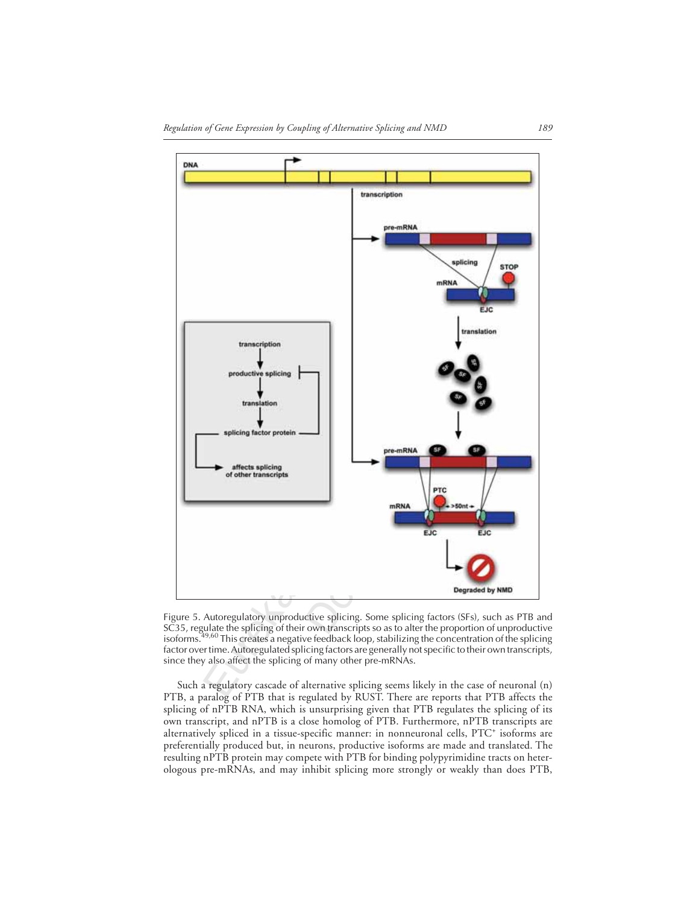Figure 5. Autoregulatory unproductive splicing. Some splicing factors (SFs), such as PTB and SC35, regulate the splicing of their own transcripts so as to alter the proportion of unproductive isoforms.[49,60] This creates a negative feedback loop, stabilizing the concentration of the splicing factor over time. Autoregulated splicing factors are generally not specific to their own transcripts, since they also affect the splicing of many other pre-mRNAs.

Such a regulatory cascade of alternative splicing seems likely in the case of neuronal (n) PTB, a paralog of PTB that is regulated by RUST. There are reports that PTB affects the splicing of nPTB RNA, which is unsurprising given that PTB regulates the splicing of its own transcript, and nPTB is a close homolog of PTB. Furthermore, nPTB transcripts are alternatively spliced in a tissue-specific manner: in nonneuronal cells, PTC⁺ isoforms are preferentially produced but, in neurons, productive isoforms are made and translated. The resulting nPTB protein may compete with PTB for binding polypyrimidine tracts on heterologous pre-mRNAs, and may inhibit splicing more strongly or weakly than does PTB,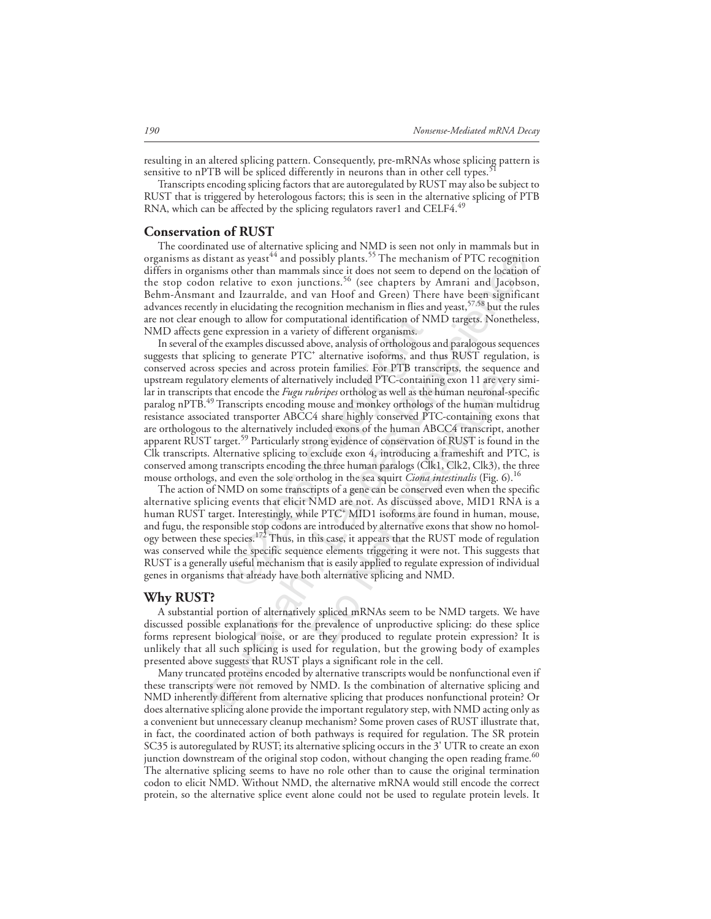resulting in an altered splicing pattern. Consequently, pre-mRNAs whose splicing pattern is sensitive to nPTB will be spliced differently in neurons than in other cell types.[51]

Transcripts encoding splicing factors that are autoregulated by RUST may also be subject to RUST that is triggered by heterologous factors; this is seen in the alternative splicing of PTB RNA, which can be affected by the splicing regulators raver1 and CELF4.[49]

## Conservation of RUST

The coordinated use of alternative splicing and NMD is seen not only in mammals but in organisms as distant as yeast[44] and possibly plants.[55] The mechanism of PTC recognition differs in organisms other than mammals since it does not seem to depend on the location of the stop codon relative to exon junctions.[56] (see chapters by Amrani and Jacobson, Behm-Ansmant and Izaurralde, and van Hoof and Green) There have been significant advances recently in elucidating the recognition mechanism in flies and yeast,[57,58] but the rules are not clear enough to allow for computational identification of NMD targets. Nonetheless, NMD affects gene expression in a variety of different organisms.

In several of the examples discussed above, analysis of orthologous and paralogous sequences suggests that splicing to generate PTC⁺ alternative isoforms, and thus RUST regulation, is conserved across species and across protein families. For PTB transcripts, the sequence and upstream regulatory elements of alternatively included PTC-containing exon 11 are very similar in transcripts that encode the *Fugu rubripes* ortholog as well as the human neuronal-specific paralog nPTB.[49] Transcripts encoding mouse and monkey orthologs of the human multidrug resistance associated transporter ABCC4 share highly conserved PTC-containing exons that are orthologous to the alternatively included exons of the human ABCC4 transcript, another apparent RUST target.[59] Particularly strong evidence of conservation of RUST is found in the Clk transcripts. Alternative splicing to exclude exon 4, introducing a frameshift and PTC, is conserved among transcripts encoding the three human paralogs (Clk1, Clk2, Clk3), the three mouse orthologs, and even the sole ortholog in the sea squirt *Ciona intestinalis* (Fig. 6).[16]

The action of NMD on some transcripts of a gene can be conserved even when the specific alternative splicing events that elicit NMD are not. As discussed above, MID1 RNA is a human RUST target. Interestingly, while PTC⁺ MID1 isoforms are found in human, mouse, and fugu, the responsible stop codons are introduced by alternative exons that show no homology between these species.[172] Thus, in this case, it appears that the RUST mode of regulation was conserved while the specific sequence elements triggering it were not. This suggests that RUST is a generally useful mechanism that is easily applied to regulate expression of individual genes in organisms that already have both alternative splicing and NMD.

## Why RUST?

A substantial portion of alternatively spliced mRNAs seem to be NMD targets. We have discussed possible explanations for the prevalence of unproductive splicing: do these splice forms represent biological noise, or are they produced to regulate protein expression? It is unlikely that all such splicing is used for regulation, but the growing body of examples presented above suggests that RUST plays a significant role in the cell.

Many truncated proteins encoded by alternative transcripts would be nonfunctional even if these transcripts were not removed by NMD. Is the combination of alternative splicing and NMD inherently different from alternative splicing that produces nonfunctional protein? Or does alternative splicing alone provide the important regulatory step, with NMD acting only as a convenient but unnecessary cleanup mechanism? Some proven cases of RUST illustrate that, in fact, the coordinated action of both pathways is required for regulation. The SR protein SC35 is autoregulated by RUST; its alternative splicing occurs in the 3' UTR to create an exon junction downstream of the original stop codon, without changing the open reading frame.[60] The alternative splicing seems to have no role other than to cause the original termination codon to elicit NMD. Without NMD, the alternative mRNA would still encode the correct protein, so the alternative splice event alone could not be used to regulate protein levels. It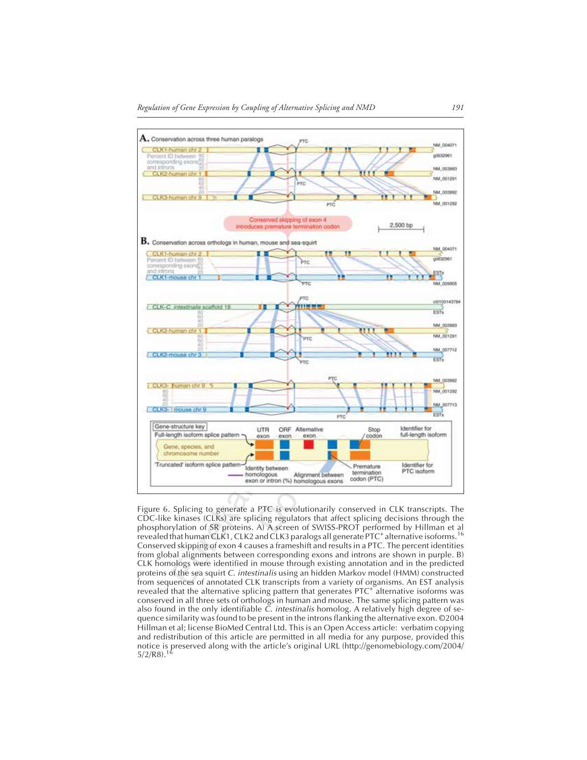Figure 6. Splicing to generate a PTC is evolutionarily conserved in CLK transcripts. The CDC-like kinases (CLKs) are splicing regulators that affect splicing decisions through the phosphorylation of SR proteins. A) A screen of SWISS-PROT performed by Hillman et al revealed that human CLK1, CLK2 and CLK3 paralogs all generate PTC$^+$ alternative isoforms.[16] Conserved skipping of exon 4 causes a frameshift and results in a PTC. The percent identities from global alignments between corresponding exons and introns are shown in purple. B) CLK homologs were identified in mouse through existing annotation and in the predicted proteins of the sea squirt *C. intestinalis* using an hidden Markov model (HMM) constructed from sequences of annotated CLK transcripts from a variety of organisms. An EST analysis revealed that the alternative splicing pattern that generates PTC$^+$ alternative isoforms was conserved in all three sets of orthologs in human and mouse. The same splicing pattern was also found in the only identifiable *C. intestinalis* homolog. A relatively high degree of sequence similarity was found to be present in the introns flanking the alternative exon. ©2004 Hillman et al; license BioMed Central Ltd. This is an Open Access article: verbatim copying and redistribution of this article are permitted in all media for any purpose, provided this notice is preserved along with the article's original URL (http://genomebiology.com/2004/5/2/R8).[16]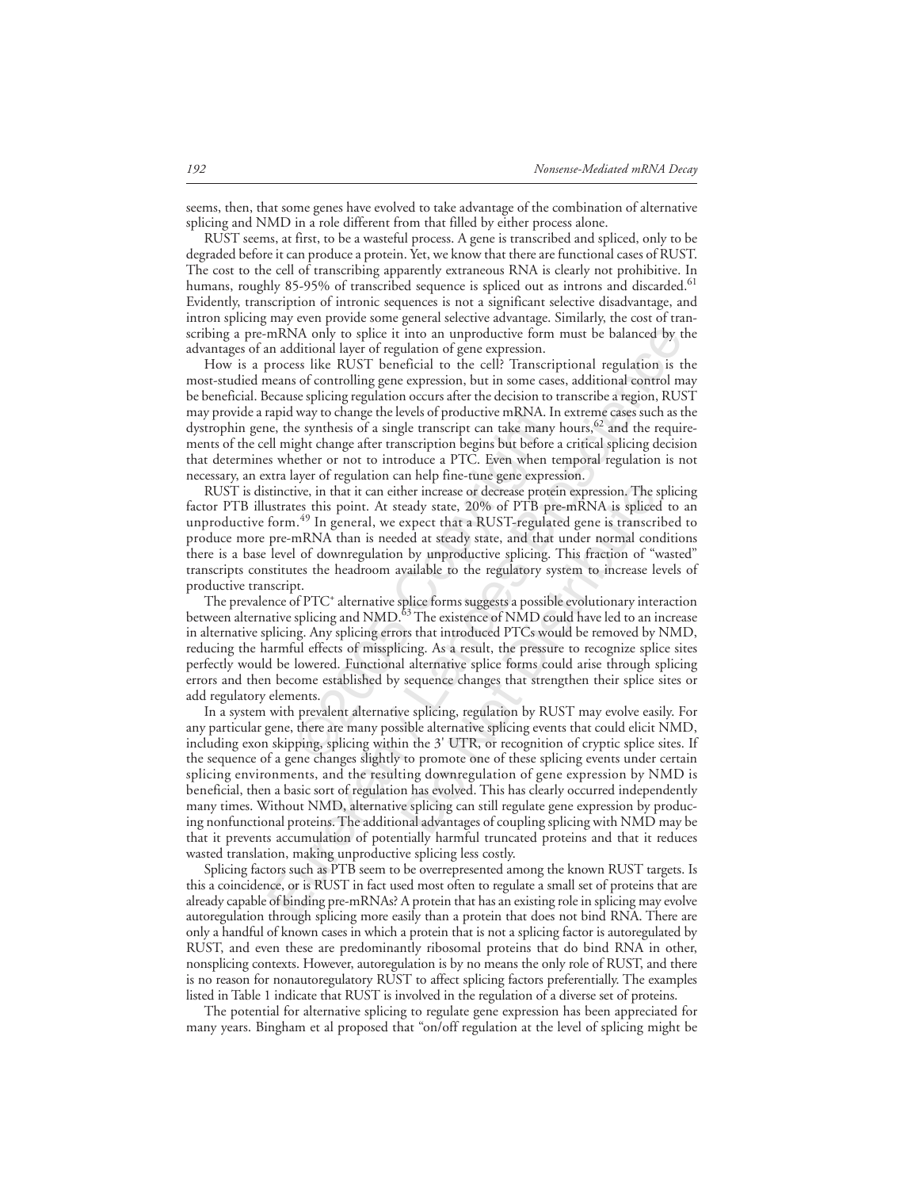seems, then, that some genes have evolved to take advantage of the combination of alternative splicing and NMD in a role different from that filled by either process alone.

RUST seems, at first, to be a wasteful process. A gene is transcribed and spliced, only to be degraded before it can produce a protein. Yet, we know that there are functional cases of RUST. The cost to the cell of transcribing apparently extraneous RNA is clearly not prohibitive. In humans, roughly 85-95% of transcribed sequence is spliced out as introns and discarded.[61] Evidently, transcription of intronic sequences is not a significant selective disadvantage, and intron splicing may even provide some general selective advantage. Similarly, the cost of transcribing a pre-mRNA only to splice it into an unproductive form must be balanced by the advantages of an additional layer of regulation of gene expression.

How is a process like RUST beneficial to the cell? Transcriptional regulation is the most-studied means of controlling gene expression, but in some cases, additional control may be beneficial. Because splicing regulation occurs after the decision to transcribe a region, RUST may provide a rapid way to change the levels of productive mRNA. In extreme cases such as the dystrophin gene, the synthesis of a single transcript can take many hours,[62] and the requirements of the cell might change after transcription begins but before a critical splicing decision that determines whether or not to introduce a PTC. Even when temporal regulation is not necessary, an extra layer of regulation can help fine-tune gene expression.

RUST is distinctive, in that it can either increase or decrease protein expression. The splicing factor PTB illustrates this point. At steady state, 20% of PTB pre-mRNA is spliced to an unproductive form.[49] In general, we expect that a RUST-regulated gene is transcribed to produce more pre-mRNA than is needed at steady state, and that under normal conditions there is a base level of downregulation by unproductive splicing. This fraction of "wasted" transcripts constitutes the headroom available to the regulatory system to increase levels of productive transcript.

The prevalence of PTC$^+$ alternative splice forms suggests a possible evolutionary interaction between alternative splicing and NMD.[63] The existence of NMD could have led to an increase in alternative splicing. Any splicing errors that introduced PTCs would be removed by NMD, reducing the harmful effects of missplicing. As a result, the pressure to recognize splice sites perfectly would be lowered. Functional alternative splice forms could arise through splicing errors and then become established by sequence changes that strengthen their splice sites or add regulatory elements.

In a system with prevalent alternative splicing, regulation by RUST may evolve easily. For any particular gene, there are many possible alternative splicing events that could elicit NMD, including exon skipping, splicing within the 3' UTR, or recognition of cryptic splice sites. If the sequence of a gene changes slightly to promote one of these splicing events under certain splicing environments, and the resulting downregulation of gene expression by NMD is beneficial, then a basic sort of regulation has evolved. This has clearly occurred independently many times. Without NMD, alternative splicing can still regulate gene expression by producing nonfunctional proteins. The additional advantages of coupling splicing with NMD may be that it prevents accumulation of potentially harmful truncated proteins and that it reduces wasted translation, making unproductive splicing less costly.

Splicing factors such as PTB seem to be overrepresented among the known RUST targets. Is this a coincidence, or is RUST in fact used most often to regulate a small set of proteins that are already capable of binding pre-mRNAs? A protein that has an existing role in splicing may evolve autoregulation through splicing more easily than a protein that does not bind RNA. There are only a handful of known cases in which a protein that is not a splicing factor is autoregulated by RUST, and even these are predominantly ribosomal proteins that do bind RNA in other, nonsplicing contexts. However, autoregulation is by no means the only role of RUST, and there is no reason for nonautoregulatory RUST to affect splicing factors preferentially. The examples listed in Table 1 indicate that RUST is involved in the regulation of a diverse set of proteins.

The potential for alternative splicing to regulate gene expression has been appreciated for many years. Bingham et al proposed that "on/off regulation at the level of splicing might be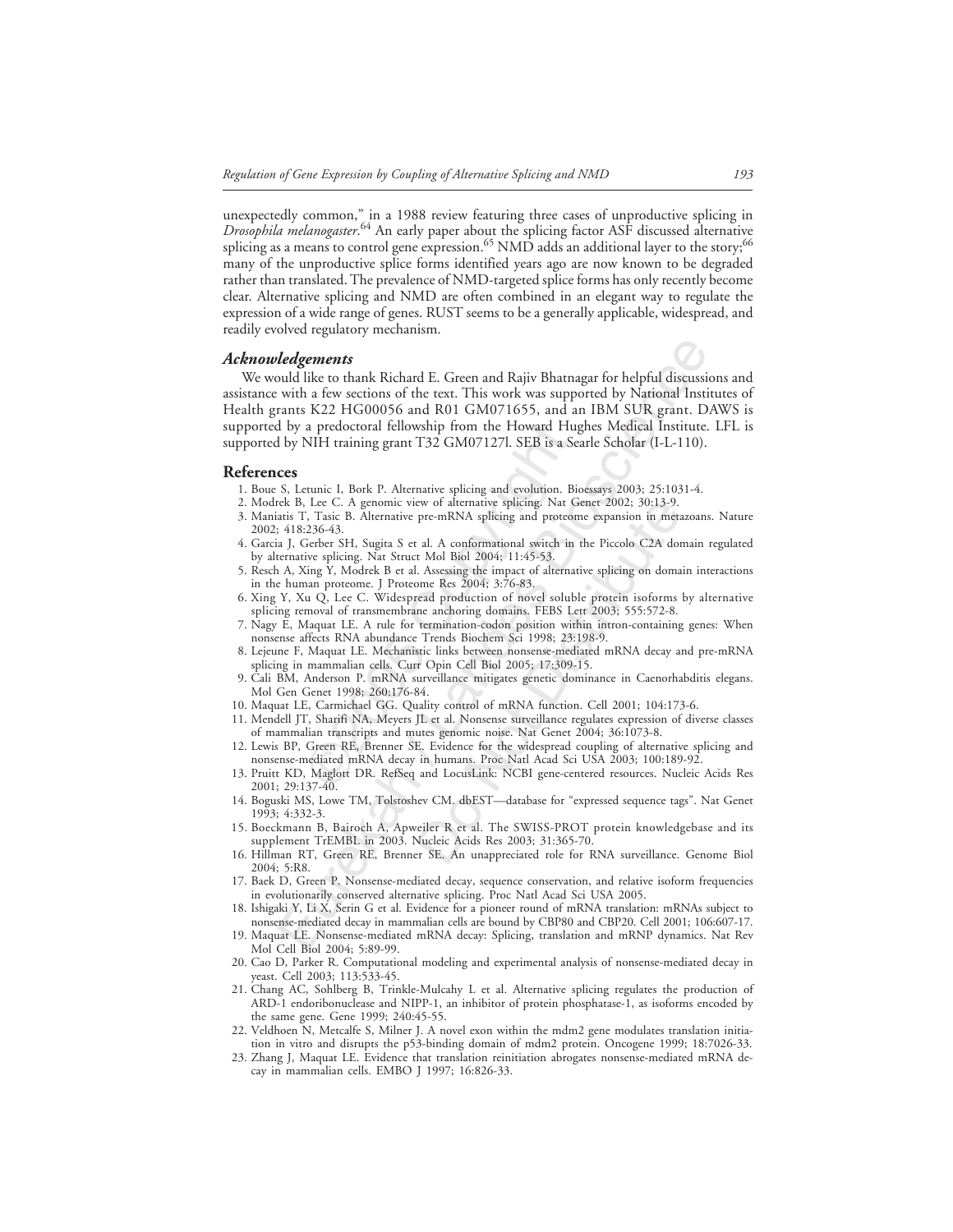unexpectedly common," in a 1988 review featuring three cases of unproductive splicing in *Drosophila melanogaster*.[64] An early paper about the splicing factor ASF discussed alternative splicing as a means to control gene expression.[65] NMD adds an additional layer to the story;[66] many of the unproductive splice forms identified years ago are now known to be degraded rather than translated. The prevalence of NMD-targeted splice forms has only recently become clear. Alternative splicing and NMD are often combined in an elegant way to regulate the expression of a wide range of genes. RUST seems to be a generally applicable, widespread, and readily evolved regulatory mechanism.

### *Acknowledgements*

We would like to thank Richard E. Green and Rajiv Bhatnagar for helpful discussions and assistance with a few sections of the text. This work was supported by National Institutes of Health grants K22 HG00056 and R01 GM071655, and an IBM SUR grant. DAWS is supported by a predoctoral fellowship from the Howard Hughes Medical Institute. LFL is supported by NIH training grant T32 GM07127l. SEB is a Searle Scholar (I-L-110).

## References

1. Boue S, Letunic I, Bork P. Alternative splicing and evolution. Bioessays 2003; 25:1031-4.
2. Modrek B, Lee C. A genomic view of alternative splicing. Nat Genet 2002; 30:13-9.
3. Maniatis T, Tasic B. Alternative pre-mRNA splicing and proteome expansion in metazoans. Nature 2002; 418:236-43.
4. Garcia J, Gerber SH, Sugita S et al. A conformational switch in the Piccolo C2A domain regulated by alternative splicing. Nat Struct Mol Biol 2004; 11:45-53.
5. Resch A, Xing Y, Modrek B et al. Assessing the impact of alternative splicing on domain interactions in the human proteome. J Proteome Res 2004; 3:76-83.
6. Xing Y, Xu Q, Lee C. Widespread production of novel soluble protein isoforms by alternative splicing removal of transmembrane anchoring domains. FEBS Lett 2003; 555:572-8.
7. Nagy E, Maquat LE. A rule for termination-codon position within intron-containing genes: When nonsense affects RNA abundance Trends Biochem Sci 1998; 23:198-9.
8. Lejeune F, Maquat LE. Mechanistic links between nonsense-mediated mRNA decay and pre-mRNA splicing in mammalian cells. Curr Opin Cell Biol 2005; 17:309-15.
9. Cali BM, Anderson P. mRNA surveillance mitigates genetic dominance in Caenorhabditis elegans. Mol Gen Genet 1998; 260:176-84.
10. Maquat LE, Carmichael GG. Quality control of mRNA function. Cell 2001; 104:173-6.
11. Mendell JT, Sharifi NA, Meyers JL et al. Nonsense surveillance regulates expression of diverse classes of mammalian transcripts and mutes genomic noise. Nat Genet 2004; 36:1073-8.
12. Lewis BP, Green RE, Brenner SE. Evidence for the widespread coupling of alternative splicing and nonsense-mediated mRNA decay in humans. Proc Natl Acad Sci USA 2003; 100:189-92.
13. Pruitt KD, Maglott DR. RefSeq and LocusLink: NCBI gene-centered resources. Nucleic Acids Res 2001; 29:137-40.
14. Boguski MS, Lowe TM, Tolstoshev CM. dbEST—database for "expressed sequence tags". Nat Genet 1993; 4:332-3.
15. Boeckmann B, Bairoch A, Apweiler R et al. The SWISS-PROT protein knowledgebase and its supplement TrEMBL in 2003. Nucleic Acids Res 2003; 31:365-70.
16. Hillman RT, Green RE, Brenner SE. An unappreciated role for RNA surveillance. Genome Biol 2004; 5:R8.
17. Baek D, Green P. Nonsense-mediated decay, sequence conservation, and relative isoform frequencies in evolutionarily conserved alternative splicing. Proc Natl Acad Sci USA 2005.
18. Ishigaki Y, Li X, Serin G et al. Evidence for a pioneer round of mRNA translation: mRNAs subject to nonsense-mediated decay in mammalian cells are bound by CBP80 and CBP20. Cell 2001; 106:607-17.
19. Maquat LE. Nonsense-mediated mRNA decay: Splicing, translation and mRNP dynamics. Nat Rev Mol Cell Biol 2004; 5:89-99.
20. Cao D, Parker R. Computational modeling and experimental analysis of nonsense-mediated decay in yeast. Cell 2003; 113:533-45.
21. Chang AC, Sohlberg B, Trinkle-Mulcahy L et al. Alternative splicing regulates the production of ARD-1 endoribonuclease and NIPP-1, an inhibitor of protein phosphatase-1, as isoforms encoded by the same gene. Gene 1999; 240:45-55.
22. Veldhoen N, Metcalfe S, Milner J. A novel exon within the mdm2 gene modulates translation initiation in vitro and disrupts the p53-binding domain of mdm2 protein. Oncogene 1999; 18:7026-33.
23. Zhang J, Maquat LE. Evidence that translation reinitiation abrogates nonsense-mediated mRNA decay in mammalian cells. EMBO J 1997; 16:826-33.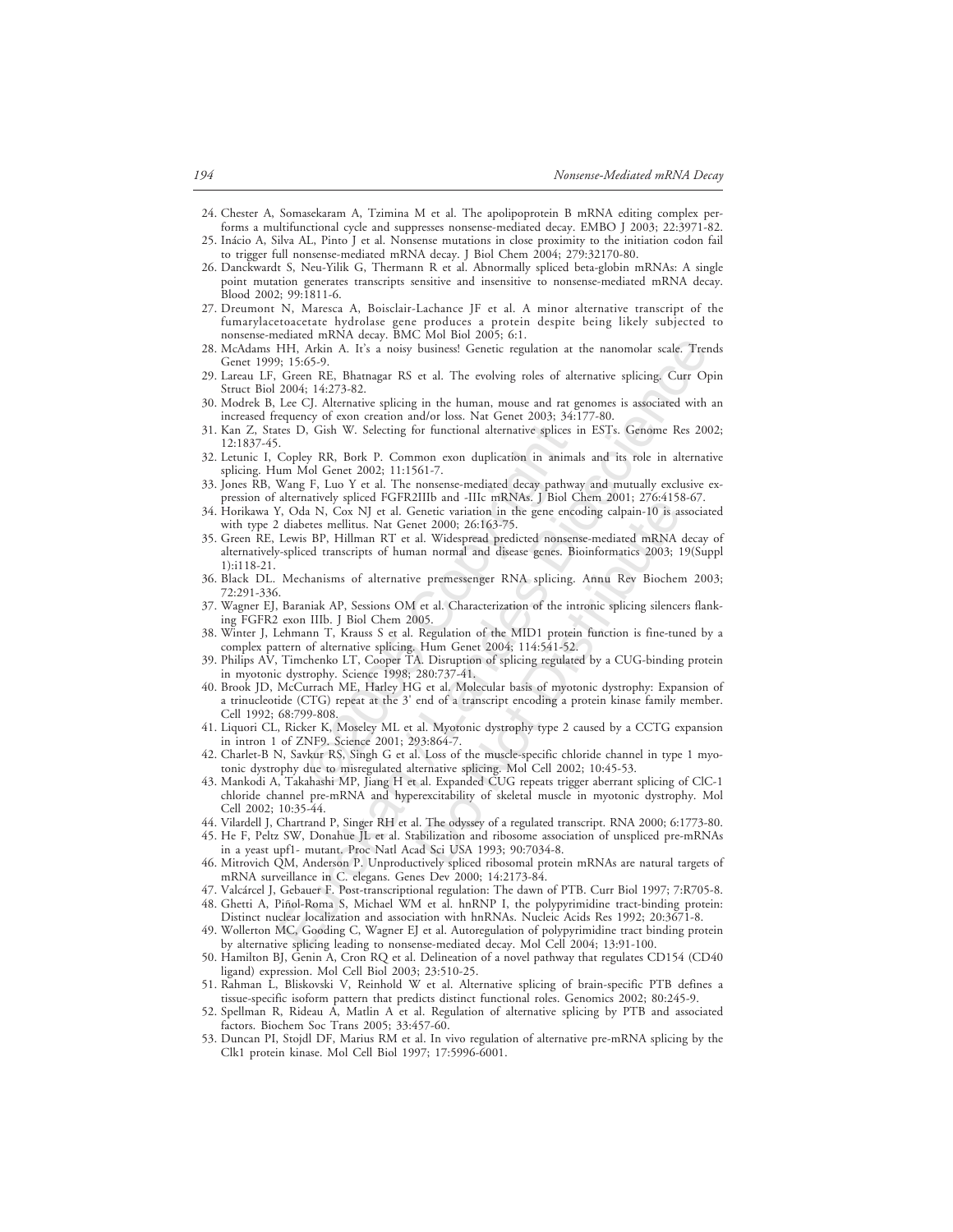24. Chester A, Somasekaram A, Tzimina M et al. The apolipoprotein B mRNA editing complex performs a multifunctional cycle and suppresses nonsense-mediated decay. EMBO J 2003; 22:3971-82.
25. Inácio A, Silva AL, Pinto J et al. Nonsense mutations in close proximity to the initiation codon fail to trigger full nonsense-mediated mRNA decay. J Biol Chem 2004; 279:32170-80.
26. Danckwardt S, Neu-Yilik G, Thermann R et al. Abnormally spliced beta-globin mRNAs: A single point mutation generates transcripts sensitive and insensitive to nonsense-mediated mRNA decay. Blood 2002; 99:1811-6.
27. Dreumont N, Maresca A, Boisclair-Lachance JF et al. A minor alternative transcript of the fumarylacetoacetate hydrolase gene produces a protein despite being likely subjected to nonsense-mediated mRNA decay. BMC Mol Biol 2005; 6:1.
28. McAdams HH, Arkin A. It's a noisy business! Genetic regulation at the nanomolar scale. Trends Genet 1999; 15:65-9.
29. Lareau LF, Green RE, Bhatnagar RS et al. The evolving roles of alternative splicing. Curr Opin Struct Biol 2004; 14:273-82.
30. Modrek B, Lee CJ. Alternative splicing in the human, mouse and rat genomes is associated with an increased frequency of exon creation and/or loss. Nat Genet 2003; 34:177-80.
31. Kan Z, States D, Gish W. Selecting for functional alternative splices in ESTs. Genome Res 2002; 12:1837-45.
32. Letunic I, Copley RR, Bork P. Common exon duplication in animals and its role in alternative splicing. Hum Mol Genet 2002; 11:1561-7.
33. Jones RB, Wang F, Luo Y et al. The nonsense-mediated decay pathway and mutually exclusive expression of alternatively spliced FGFR2IIIb and -IIIc mRNAs. J Biol Chem 2001; 276:4158-67.
34. Horikawa Y, Oda N, Cox NJ et al. Genetic variation in the gene encoding calpain-10 is associated with type 2 diabetes mellitus. Nat Genet 2000; 26:163-75.
35. Green RE, Lewis BP, Hillman RT et al. Widespread predicted nonsense-mediated mRNA decay of alternatively-spliced transcripts of human normal and disease genes. Bioinformatics 2003; 19(Suppl 1):i118-21.
36. Black DL. Mechanisms of alternative premessenger RNA splicing. Annu Rev Biochem 2003; 72:291-336.
37. Wagner EJ, Baraniak AP, Sessions OM et al. Characterization of the intronic splicing silencers flanking FGFR2 exon IIIb. J Biol Chem 2005.
38. Winter J, Lehmann T, Krauss S et al. Regulation of the MID1 protein function is fine-tuned by a complex pattern of alternative splicing. Hum Genet 2004; 114:541-52.
39. Philips AV, Timchenko LT, Cooper TA. Disruption of splicing regulated by a CUG-binding protein in myotonic dystrophy. Science 1998; 280:737-41.
40. Brook JD, McCurrach ME, Harley HG et al. Molecular basis of myotonic dystrophy: Expansion of a trinucleotide (CTG) repeat at the 3' end of a transcript encoding a protein kinase family member. Cell 1992; 68:799-808.
41. Liquori CL, Ricker K, Moseley ML et al. Myotonic dystrophy type 2 caused by a CCTG expansion in intron 1 of ZNF9. Science 2001; 293:864-7.
42. Charlet-B N, Savkur RS, Singh G et al. Loss of the muscle-specific chloride channel in type 1 myotonic dystrophy due to misregulated alternative splicing. Mol Cell 2002; 10:45-53.
43. Mankodi A, Takahashi MP, Jiang H et al. Expanded CUG repeats trigger aberrant splicing of ClC-1 chloride channel pre-mRNA and hyperexcitability of skeletal muscle in myotonic dystrophy. Mol Cell 2002; 10:35-44.
44. Vilardell J, Chartrand P, Singer RH et al. The odyssey of a regulated transcript. RNA 2000; 6:1773-80.
45. He F, Peltz SW, Donahue JL et al. Stabilization and ribosome association of unspliced pre-mRNAs in a yeast upf1- mutant. Proc Natl Acad Sci USA 1993; 90:7034-8.
46. Mitrovich QM, Anderson P. Unproductively spliced ribosomal protein mRNAs are natural targets of mRNA surveillance in C. elegans. Genes Dev 2000; 14:2173-84.
47. Valcárcel J, Gebauer F. Post-transcriptional regulation: The dawn of PTB. Curr Biol 1997; 7:R705-8.
48. Ghetti A, Piñol-Roma S, Michael WM et al. hnRNP I, the polypyrimidine tract-binding protein: Distinct nuclear localization and association with hnRNAs. Nucleic Acids Res 1992; 20:3671-8.
49. Wollerton MC, Gooding C, Wagner EJ et al. Autoregulation of polypyrimidine tract binding protein by alternative splicing leading to nonsense-mediated decay. Mol Cell 2004; 13:91-100.
50. Hamilton BJ, Genin A, Cron RQ et al. Delineation of a novel pathway that regulates CD154 (CD40 ligand) expression. Mol Cell Biol 2003; 23:510-25.
51. Rahman L, Bliskovski V, Reinhold W et al. Alternative splicing of brain-specific PTB defines a tissue-specific isoform pattern that predicts distinct functional roles. Genomics 2002; 80:245-9.
52. Spellman R, Rideau A, Matlin A et al. Regulation of alternative splicing by PTB and associated factors. Biochem Soc Trans 2005; 33:457-60.
53. Duncan PI, Stojdl DF, Marius RM et al. In vivo regulation of alternative pre-mRNA splicing by the Clk1 protein kinase. Mol Cell Biol 1997; 17:5996-6001.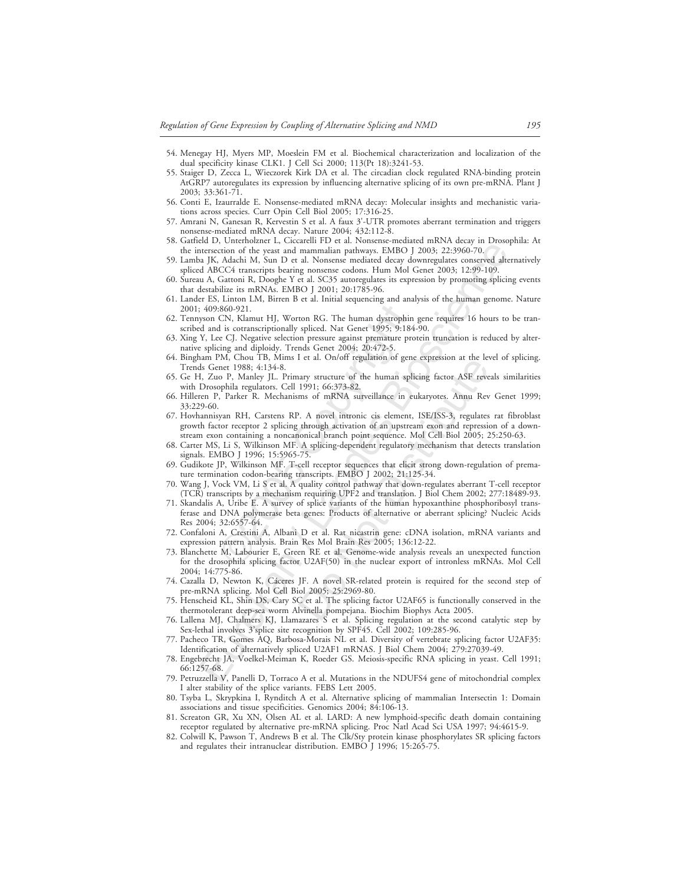54. Menegay HJ, Myers MP, Moeslein FM et al. Biochemical characterization and localization of the dual specificity kinase CLK1. J Cell Sci 2000; 113(Pt 18):3241-53.
55. Staiger D, Zecca L, Wieczorek Kirk DA et al. The circadian clock regulated RNA-binding protein AtGRP7 autoregulates its expression by influencing alternative splicing of its own pre-mRNA. Plant J 2003; 33:361-71.
56. Conti E, Izaurralde E. Nonsense-mediated mRNA decay: Molecular insights and mechanistic variations across species. Curr Opin Cell Biol 2005; 17:316-25.
57. Amrani N, Ganesan R, Kervestin S et al. A faux 3'-UTR promotes aberrant termination and triggers nonsense-mediated mRNA decay. Nature 2004; 432:112-8.
58. Gatfield D, Unterholzner L, Ciccarelli FD et al. Nonsense-mediated mRNA decay in Drosophila: At the intersection of the yeast and mammalian pathways. EMBO J 2003; 22:3960-70.
59. Lamba JK, Adachi M, Sun D et al. Nonsense mediated decay downregulates conserved alternatively spliced ABCC4 transcripts bearing nonsense codons. Hum Mol Genet 2003; 12:99-109.
60. Sureau A, Gattoni R, Dooghe Y et al. SC35 autoregulates its expression by promoting splicing events that destabilize its mRNAs. EMBO J 2001; 20:1785-96.
61. Lander ES, Linton LM, Birren B et al. Initial sequencing and analysis of the human genome. Nature 2001; 409:860-921.
62. Tennyson CN, Klamut HJ, Worton RG. The human dystrophin gene requires 16 hours to be transcribed and is cotranscriptionally spliced. Nat Genet 1995; 9:184-90.
63. Xing Y, Lee CJ. Negative selection pressure against premature protein truncation is reduced by alternative splicing and diploidy. Trends Genet 2004; 20:472-5.
64. Bingham PM, Chou TB, Mims I et al. On/off regulation of gene expression at the level of splicing. Trends Genet 1988; 4:134-8.
65. Ge H, Zuo P, Manley JL. Primary structure of the human splicing factor ASF reveals similarities with Drosophila regulators. Cell 1991; 66:373-82.
66. Hilleren P, Parker R. Mechanisms of mRNA surveillance in eukaryotes. Annu Rev Genet 1999; 33:229-60.
67. Hovhannisyan RH, Carstens RP. A novel intronic cis element, ISE/ISS-3, regulates rat fibroblast growth factor receptor 2 splicing through activation of an upstream exon and repression of a downstream exon containing a noncanonical branch point sequence. Mol Cell Biol 2005; 25:250-63.
68. Carter MS, Li S, Wilkinson MF. A splicing-dependent regulatory mechanism that detects translation signals. EMBO J 1996; 15:5965-75.
69. Gudikote JP, Wilkinson MF. T-cell receptor sequences that elicit strong down-regulation of premature termination codon-bearing transcripts. EMBO J 2002; 21:125-34.
70. Wang J, Vock VM, Li S et al. A quality control pathway that down-regulates aberrant T-cell receptor (TCR) transcripts by a mechanism requiring UPF2 and translation. J Biol Chem 2002; 277:18489-93.
71. Skandalis A, Uribe E. A survey of splice variants of the human hypoxanthine phosphoribosyl transferase and DNA polymerase beta genes: Products of alternative or aberrant splicing? Nucleic Acids Res 2004; 32:6557-64.
72. Confaloni A, Crestini A, Albani D et al. Rat nicastrin gene: cDNA isolation, mRNA variants and expression pattern analysis. Brain Res Mol Brain Res 2005; 136:12-22.
73. Blanchette M, Labourier E, Green RE et al. Genome-wide analysis reveals an unexpected function for the drosophila splicing factor U2AF(50) in the nuclear export of intronless mRNAs. Mol Cell 2004; 14:775-86.
74. Cazalla D, Newton K, Cáceres JF. A novel SR-related protein is required for the second step of pre-mRNA splicing. Mol Cell Biol 2005; 25:2969-80.
75. Henscheid KL, Shin DS, Cary SC et al. The splicing factor U2AF65 is functionally conserved in the thermotolerant deep-sea worm Alvinella pompejana. Biochim Biophys Acta 2005.
76. Lallena MJ, Chalmers KJ, Llamazares S et al. Splicing regulation at the second catalytic step by Sex-lethal involves 3'splice site recognition by SPF45. Cell 2002; 109:285-96.
77. Pacheco TR, Gomes AQ, Barbosa-Morais NL et al. Diversity of vertebrate splicing factor U2AF35: Identification of alternatively spliced U2AF1 mRNAS. J Biol Chem 2004; 279:27039-49.
78. Engebrecht JA, Voelkel-Meiman K, Roeder GS. Meiosis-specific RNA splicing in yeast. Cell 1991; 66:1257-68.
79. Petruzzella V, Panelli D, Torraco A et al. Mutations in the NDUFS4 gene of mitochondrial complex I alter stability of the splice variants. FEBS Lett 2005.
80. Tsyba L, Skrypkina I, Rynditch A et al. Alternative splicing of mammalian Intersectin 1: Domain associations and tissue specificities. Genomics 2004; 84:106-13.
81. Screaton GR, Xu XN, Olsen AL et al. LARD: A new lymphoid-specific death domain containing receptor regulated by alternative pre-mRNA splicing. Proc Natl Acad Sci USA 1997; 94:4615-9.
82. Colwill K, Pawson T, Andrews B et al. The Clk/Sty protein kinase phosphorylates SR splicing factors and regulates their intranuclear distribution. EMBO J 1996; 15:265-75.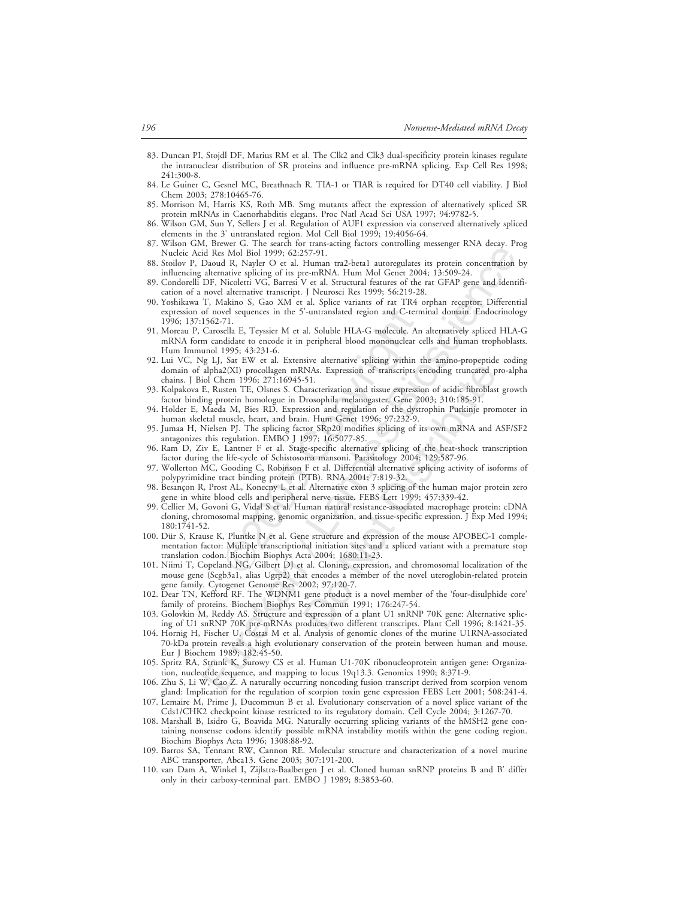83. Duncan PI, Stojdl DF, Marius RM et al. The Clk2 and Clk3 dual-specificity protein kinases regulate the intranuclear distribution of SR proteins and influence pre-mRNA splicing. Exp Cell Res 1998; 241:300-8.
84. Le Guiner C, Gesnel MC, Breathnach R. TIA-1 or TIAR is required for DT40 cell viability. J Biol Chem 2003; 278:10465-76.
85. Morrison M, Harris KS, Roth MB. Smg mutants affect the expression of alternatively spliced SR protein mRNAs in Caenorhabditis elegans. Proc Natl Acad Sci USA 1997; 94:9782-5.
86. Wilson GM, Sun Y, Sellers J et al. Regulation of AUF1 expression via conserved alternatively spliced elements in the 3' untranslated region. Mol Cell Biol 1999; 19:4056-64.
87. Wilson GM, Brewer G. The search for trans-acting factors controlling messenger RNA decay. Prog Nucleic Acid Res Mol Biol 1999; 62:257-91.
88. Stoilov P, Daoud R, Nayler O et al. Human tra2-beta1 autoregulates its protein concentration by influencing alternative splicing of its pre-mRNA. Hum Mol Genet 2004; 13:509-24.
89. Condorelli DF, Nicoletti VG, Barresi V et al. Structural features of the rat GFAP gene and identification of a novel alternative transcript. J Neurosci Res 1999; 56:219-28.
90. Yoshikawa T, Makino S, Gao XM et al. Splice variants of rat TR4 orphan receptor: Differential expression of novel sequences in the 5'-untranslated region and C-terminal domain. Endocrinology 1996; 137:1562-71.
91. Moreau P, Carosella E, Teyssier M et al. Soluble HLA-G molecule. An alternatively spliced HLA-G mRNA form candidate to encode it in peripheral blood mononuclear cells and human trophoblasts. Hum Immunol 1995; 43:231-6.
92. Lui VC, Ng LJ, Sat EW et al. Extensive alternative splicing within the amino-propeptide coding domain of alpha2(XI) procollagen mRNAs. Expression of transcripts encoding truncated pro-alpha chains. J Biol Chem 1996; 271:16945-51.
93. Kolpakova E, Rusten TE, Olsnes S. Characterization and tissue expression of acidic fibroblast growth factor binding protein homologue in Drosophila melanogaster. Gene 2003; 310:185-91.
94. Holder E, Maeda M, Bies RD. Expression and regulation of the dystrophin Purkinje promoter in human skeletal muscle, heart, and brain. Hum Genet 1996; 97:232-9.
95. Jumaa H, Nielsen PJ. The splicing factor SRp20 modifies splicing of its own mRNA and ASF/SF2 antagonizes this regulation. EMBO J 1997; 16:5077-85.
96. Ram D, Ziv E, Lantner F et al. Stage-specific alternative splicing of the heat-shock transcription factor during the life-cycle of Schistosoma mansoni. Parasitology 2004; 129:587-96.
97. Wollerton MC, Gooding C, Robinson F et al. Differential alternative splicing activity of isoforms of polypyrimidine tract binding protein (PTB). RNA 2001; 7:819-32.
98. Besançon R, Prost AL, Konecny L et al. Alternative exon 3 splicing of the human major protein zero gene in white blood cells and peripheral nerve tissue. FEBS Lett 1999; 457:339-42.
99. Cellier M, Govoni G, Vidal S et al. Human natural resistance-associated macrophage protein: cDNA cloning, chromosomal mapping, genomic organization, and tissue-specific expression. J Exp Med 1994; 180:1741-52.
100. Dür S, Krause K, Pluntke N et al. Gene structure and expression of the mouse APOBEC-1 complementation factor: Multiple transcriptional initiation sites and a spliced variant with a premature stop translation codon. Biochim Biophys Acta 2004; 1680:11-23.
101. Niimi T, Copeland NG, Gilbert DJ et al. Cloning, expression, and chromosomal localization of the mouse gene (Scgb3a1, alias Ugrp2) that encodes a member of the novel uteroglobin-related protein gene family. Cytogenet Genome Res 2002; 97:120-7.
102. Dear TN, Kefford RF. The WDNM1 gene product is a novel member of the 'four-disulphide core' family of proteins. Biochem Biophys Res Commun 1991; 176:247-54.
103. Golovkin M, Reddy AS. Structure and expression of a plant U1 snRNP 70K gene: Alternative splicing of U1 snRNP 70K pre-mRNAs produces two different transcripts. Plant Cell 1996; 8:1421-35.
104. Hornig H, Fischer U, Costas M et al. Analysis of genomic clones of the murine U1RNA-associated 70-kDa protein reveals a high evolutionary conservation of the protein between human and mouse. Eur J Biochem 1989; 182:45-50.
105. Spritz RA, Strunk K, Surowy CS et al. Human U1-70K ribonucleoprotein antigen gene: Organization, nucleotide sequence, and mapping to locus 19q13.3. Genomics 1990; 8:371-9.
106. Zhu S, Li W, Cao Z. A naturally occurring noncoding fusion transcript derived from scorpion venom gland: Implication for the regulation of scorpion toxin gene expression FEBS Lett 2001; 508:241-4.
107. Lemaire M, Prime J, Ducommun B et al. Evolutionary conservation of a novel splice variant of the Cds1/CHK2 checkpoint kinase restricted to its regulatory domain. Cell Cycle 2004; 3:1267-70.
108. Marshall B, Isidro G, Boavida MG. Naturally occurring splicing variants of the hMSH2 gene containing nonsense codons identify possible mRNA instability motifs within the gene coding region. Biochim Biophys Acta 1996; 1308:88-92.
109. Barros SA, Tennant RW, Cannon RE. Molecular structure and characterization of a novel murine ABC transporter, Abca13. Gene 2003; 307:191-200.
110. van Dam A, Winkel I, Zijlstra-Baalbergen J et al. Cloned human snRNP proteins B and B' differ only in their carboxy-terminal part. EMBO J 1989; 8:3853-60.